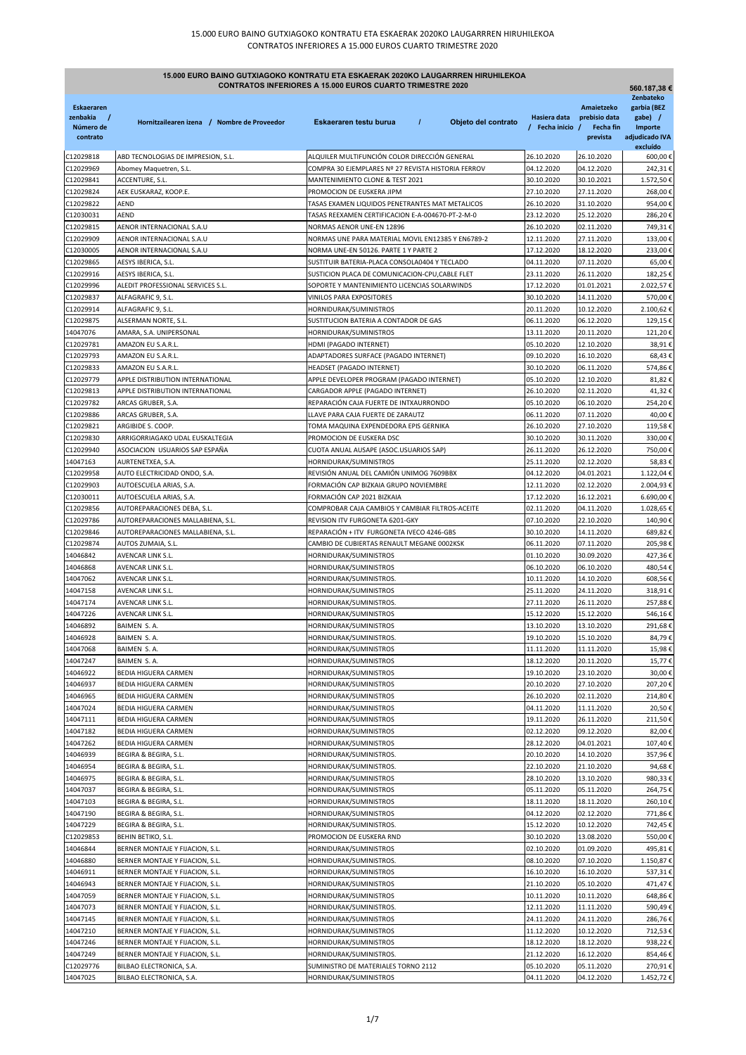# 15.000 EURO BAINO GUTXIAGOKO KONTRATU ETA ESKAERAK 2020KO LAUGARREN HIRUHILEKOA
# CONTRATOS INFERIORES A 15.000 EUROS CUARTO TRIMESTRE 2020

**15.000 EURO BAINO GUTXIAGOKO KONTRATU ETA ESKAERAK 2020KO LAUGARREN HIRUHILEKOA**
**CONTRATOS INFERIORES A 15.000 EUROS CUARTO TRIMESTRE 2020**

**560.187,38 €**

| Eskaeraren zenbakia / Número de contrato | Hornitzailearen izena / Nombre de Proveedor | Eskaeraren testu burua / Objeto del contrato | Hasiera data / Fecha inicio | Amaietzeko prebisio data / Fecha fin prevista | Zenbateko garbia (BEZ gabe) / Importe adjudicado IVA excluído |
|---|---|---|---|---|---|
| C12029818 | ABD TECNOLOGIAS DE IMPRESION, S.L. | ALQUILER MULTIFUNCIÓN COLOR DIRECCIÓN GENERAL | 26.10.2020 | 26.10.2020 | 600,00 € |
| C12029969 | Abomey Maquetren, S.L. | COMPRA 30 EJEMPLARES Nº 27 REVISTA HISTORIA FERROV | 04.12.2020 | 04.12.2020 | 242,31 € |
| C12029841 | ACCENTURE, S.L. | MANTENIMIENTO CLONE & TEST 2021 | 30.10.2020 | 30.10.2021 | 1.572,50 € |
| C12029824 | AEK EUSKARAZ, KOOP.E. | PROMOCION DE EUSKERA JIPM | 27.10.2020 | 27.11.2020 | 268,00 € |
| C12029822 | AEND | TASAS EXAMEN LIQUIDOS PENETRANTES MAT METALICOS | 26.10.2020 | 31.10.2020 | 954,00 € |
| C12030031 | AEND | TASAS REEXAMEN CERTIFICACION E-A-004670-PT-2-M-0 | 23.12.2020 | 25.12.2020 | 286,20 € |
| C12029815 | AENOR INTERNACIONAL S.A.U | NORMAS AENOR UNE-EN 12896 | 26.10.2020 | 02.11.2020 | 749,31 € |
| C12029909 | AENOR INTERNACIONAL S.A.U | NORMAS UNE PARA MATERIAL MOVIL EN12385 Y EN6789-2 | 12.11.2020 | 27.11.2020 | 133,00 € |
| C12030005 | AENOR INTERNACIONAL S.A.U | NORMA UNE-EN 50126. PARTE 1 Y PARTE 2 | 17.12.2020 | 18.12.2020 | 233,00 € |
| C12029865 | AESYS IBERICA, S.L. | SUSTITUIR BATERIA-PLACA CONSOLA0404 Y TECLADO | 04.11.2020 | 07.11.2020 | 65,00 € |
| C12029916 | AESYS IBERICA, S.L. | SUSTICION PLACA DE COMUNICACION-CPU,CABLE FLET | 23.11.2020 | 26.11.2020 | 182,25 € |
| C12029996 | ALEDIT PROFESSIONAL SERVICES S.L. | SOPORTE Y MANTENIMIENTO LICENCIAS SOLARWINDS | 17.12.2020 | 01.01.2021 | 2.022,57 € |
| C12029837 | ALFAGRAFIC 9, S.L. | VINILOS PARA EXPOSITORES | 30.10.2020 | 14.11.2020 | 570,00 € |
| C12029914 | ALFAGRAFIC 9, S.L. | HORNIDURAK/SUMINISTROS | 20.11.2020 | 10.12.2020 | 2.100,62 € |
| C12029875 | ALSERMAN NORTE, S.L. | SUSTITUCION BATERIA A CONTADOR DE GAS | 06.11.2020 | 06.12.2020 | 129,15 € |
| 14047076 | AMARA, S.A. UNIPERSONAL | HORNIDURAK/SUMINISTROS | 13.11.2020 | 20.11.2020 | 121,20 € |
| C12029781 | AMAZON EU S.A.R.L. | HDMI (PAGADO INTERNET) | 05.10.2020 | 12.10.2020 | 38,91 € |
| C12029793 | AMAZON EU S.A.R.L. | ADAPTADORES SURFACE (PAGADO INTERNET) | 09.10.2020 | 16.10.2020 | 68,43 € |
| C12029833 | AMAZON EU S.A.R.L. | HEADSET (PAGADO INTERNET) | 30.10.2020 | 06.11.2020 | 574,86 € |
| C12029779 | APPLE DISTRIBUTION INTERNATIONAL | APPLE DEVELOPER PROGRAM (PAGADO INTERNET) | 05.10.2020 | 12.10.2020 | 81,82 € |
| C12029813 | APPLE DISTRIBUTION INTERNATIONAL | CARGADOR APPLE (PAGADO INTERNET) | 26.10.2020 | 02.11.2020 | 41,32 € |
| C12029782 | ARCAS GRUBER, S.A. | REPARACIÓN CAJA FUERTE DE INTXAURRONDO | 05.10.2020 | 06.10.2020 | 254,20 € |
| C12029886 | ARCAS GRUBER, S.A. | LLAVE PARA CAJA FUERTE DE ZARAUTZ | 06.11.2020 | 07.11.2020 | 40,00 € |
| C12029821 | ARGIBIDE S. COOP. | TOMA MAQUINA EXPENDEDORA EPIS GERNIKA | 26.10.2020 | 27.10.2020 | 119,58 € |
| C12029830 | ARRIGORRIAGAKO UDAL EUSKALTEGIA | PROMOCION DE EUSKERA DSC | 30.10.2020 | 30.11.2020 | 330,00 € |
| C12029940 | ASOCIACION USUARIOS SAP ESPAÑA | CUOTA ANUAL AUSAPE (ASOC.USUARIOS SAP) | 26.11.2020 | 26.12.2020 | 750,00 € |
| 14047163 | AURTENETXEA, S.A. | HORNIDURAK/SUMINISTROS | 25.11.2020 | 02.12.2020 | 58,83 € |
| C12029958 | AUTO ELECTRICIDAD ONDO, S.A. | REVISIÓN ANUAL DEL CAMIÓN UNIMOG 7609BBX | 04.12.2020 | 04.01.2021 | 1.122,04 € |
| C12029903 | AUTOESCUELA ARIAS, S.A. | FORMACIÓN CAP BIZKAIA GRUPO NOVIEMBRE | 12.11.2020 | 02.12.2020 | 2.004,93 € |
| C12030011 | AUTOESCUELA ARIAS, S.A. | FORMACIÓN CAP 2021 BIZKAIA | 17.12.2020 | 16.12.2021 | 6.690,00 € |
| C12029856 | AUTOREPARACIONES DEBA, S.L. | COMPROBAR CAJA CAMBIOS Y CAMBIAR FILTROS-ACEITE | 02.11.2020 | 04.11.2020 | 1.028,65 € |
| C12029786 | AUTOREPARACIONES MALLABIENA, S.L. | REVISION ITV FURGONETA 6201-GKY | 07.10.2020 | 22.10.2020 | 140,90 € |
| C12029846 | AUTOREPARACIONES MALLABIENA, S.L. | REPARACIÓN + ITV FURGONETA IVECO 4246-GBS | 30.10.2020 | 14.11.2020 | 689,82 € |
| C12029874 | AUTOS ZUMAIA, S.L. | CAMBIO DE CUBIERTAS RENAULT MEGANE 0002KSK | 06.11.2020 | 07.11.2020 | 205,98 € |
| 14046842 | AVENCAR LINK S.L. | HORNIDURAK/SUMINISTROS | 01.10.2020 | 30.09.2020 | 427,36 € |
| 14046868 | AVENCAR LINK S.L. | HORNIDURAK/SUMINISTROS | 06.10.2020 | 06.10.2020 | 480,54 € |
| 14047062 | AVENCAR LINK S.L. | HORNIDURAK/SUMINISTROS. | 10.11.2020 | 14.10.2020 | 608,56 € |
| 14047158 | AVENCAR LINK S.L. | HORNIDURAK/SUMINISTROS | 25.11.2020 | 24.11.2020 | 318,91 € |
| 14047174 | AVENCAR LINK S.L. | HORNIDURAK/SUMINISTROS. | 27.11.2020 | 26.11.2020 | 257,88 € |
| 14047226 | AVENCAR LINK S.L. | HORNIDURAK/SUMINISTROS | 15.12.2020 | 15.12.2020 | 546,16 € |
| 14046892 | BAIMEN S. A. | HORNIDURAK/SUMINISTROS | 13.10.2020 | 13.10.2020 | 291,68 € |
| 14046928 | BAIMEN S. A. | HORNIDURAK/SUMINISTROS. | 19.10.2020 | 15.10.2020 | 84,79 € |
| 14047068 | BAIMEN S. A. | HORNIDURAK/SUMINISTROS | 11.11.2020 | 11.11.2020 | 15,98 € |
| 14047247 | BAIMEN S. A. | HORNIDURAK/SUMINISTROS | 18.12.2020 | 20.11.2020 | 15,77 € |
| 14046922 | BEDIA HIGUERA CARMEN | HORNIDURAK/SUMINISTROS | 19.10.2020 | 23.10.2020 | 30,00 € |
| 14046937 | BEDIA HIGUERA CARMEN | HORNIDURAK/SUMINISTROS | 20.10.2020 | 27.10.2020 | 207,20 € |
| 14046965 | BEDIA HIGUERA CARMEN | HORNIDURAK/SUMINISTROS | 26.10.2020 | 02.11.2020 | 214,80 € |
| 14047024 | BEDIA HIGUERA CARMEN | HORNIDURAK/SUMINISTROS | 04.11.2020 | 11.11.2020 | 20,50 € |
| 14047111 | BEDIA HIGUERA CARMEN | HORNIDURAK/SUMINISTROS | 19.11.2020 | 26.11.2020 | 211,50 € |
| 14047182 | BEDIA HIGUERA CARMEN | HORNIDURAK/SUMINISTROS | 02.12.2020 | 09.12.2020 | 82,00 € |
| 14047262 | BEDIA HIGUERA CARMEN | HORNIDURAK/SUMINISTROS | 28.12.2020 | 04.01.2021 | 107,40 € |
| 14046939 | BEGIRA & BEGIRA, S.L. | HORNIDURAK/SUMINISTROS. | 20.10.2020 | 14.10.2020 | 357,96 € |
| 14046954 | BEGIRA & BEGIRA, S.L. | HORNIDURAK/SUMINISTROS. | 22.10.2020 | 21.10.2020 | 94,68 € |
| 14046975 | BEGIRA & BEGIRA, S.L. | HORNIDURAK/SUMINISTROS | 28.10.2020 | 13.10.2020 | 980,33 € |
| 14047037 | BEGIRA & BEGIRA, S.L. | HORNIDURAK/SUMINISTROS | 05.11.2020 | 05.11.2020 | 264,75 € |
| 14047103 | BEGIRA & BEGIRA, S.L. | HORNIDURAK/SUMINISTROS | 18.11.2020 | 18.11.2020 | 260,10 € |
| 14047190 | BEGIRA & BEGIRA, S.L. | HORNIDURAK/SUMINISTROS | 04.12.2020 | 02.12.2020 | 771,86 € |
| 14047229 | BEGIRA & BEGIRA, S.L. | HORNIDURAK/SUMINISTROS. | 15.12.2020 | 10.12.2020 | 742,45 € |
| C12029853 | BEHIN BETIKO, S.L. | PROMOCION DE EUSKERA RND | 30.10.2020 | 13.08.2020 | 550,00 € |
| 14046844 | BERNER MONTAJE Y FIJACION, S.L. | HORNIDURAK/SUMINISTROS | 02.10.2020 | 01.09.2020 | 495,81 € |
| 14046880 | BERNER MONTAJE Y FIJACION, S.L. | HORNIDURAK/SUMINISTROS. | 08.10.2020 | 07.10.2020 | 1.150,87 € |
| 14046911 | BERNER MONTAJE Y FIJACION, S.L. | HORNIDURAK/SUMINISTROS | 16.10.2020 | 16.10.2020 | 537,31 € |
| 14046943 | BERNER MONTAJE Y FIJACION, S.L. | HORNIDURAK/SUMINISTROS | 21.10.2020 | 05.10.2020 | 471,47 € |
| 14047059 | BERNER MONTAJE Y FIJACION, S.L. | HORNIDURAK/SUMINISTROS | 10.11.2020 | 10.11.2020 | 648,86 € |
| 14047073 | BERNER MONTAJE Y FIJACION, S.L. | HORNIDURAK/SUMINISTROS. | 12.11.2020 | 11.11.2020 | 590,49 € |
| 14047145 | BERNER MONTAJE Y FIJACION, S.L. | HORNIDURAK/SUMINISTROS | 24.11.2020 | 24.11.2020 | 286,76 € |
| 14047210 | BERNER MONTAJE Y FIJACION, S.L. | HORNIDURAK/SUMINISTROS | 11.12.2020 | 10.12.2020 | 712,53 € |
| 14047246 | BERNER MONTAJE Y FIJACION, S.L. | HORNIDURAK/SUMINISTROS | 18.12.2020 | 18.12.2020 | 938,22 € |
| 14047249 | BERNER MONTAJE Y FIJACION, S.L. | HORNIDURAK/SUMINISTROS. | 21.12.2020 | 16.12.2020 | 854,46 € |
| C12029776 | BILBAO ELECTRONICA, S.A. | SUMINISTRO DE MATERIALES TORNO 2112 | 05.10.2020 | 05.11.2020 | 270,91 € |
| 14047025 | BILBAO ELECTRONICA, S.A. | HORNIDURAK/SUMINISTROS | 04.11.2020 | 04.12.2020 | 1.452,72 € |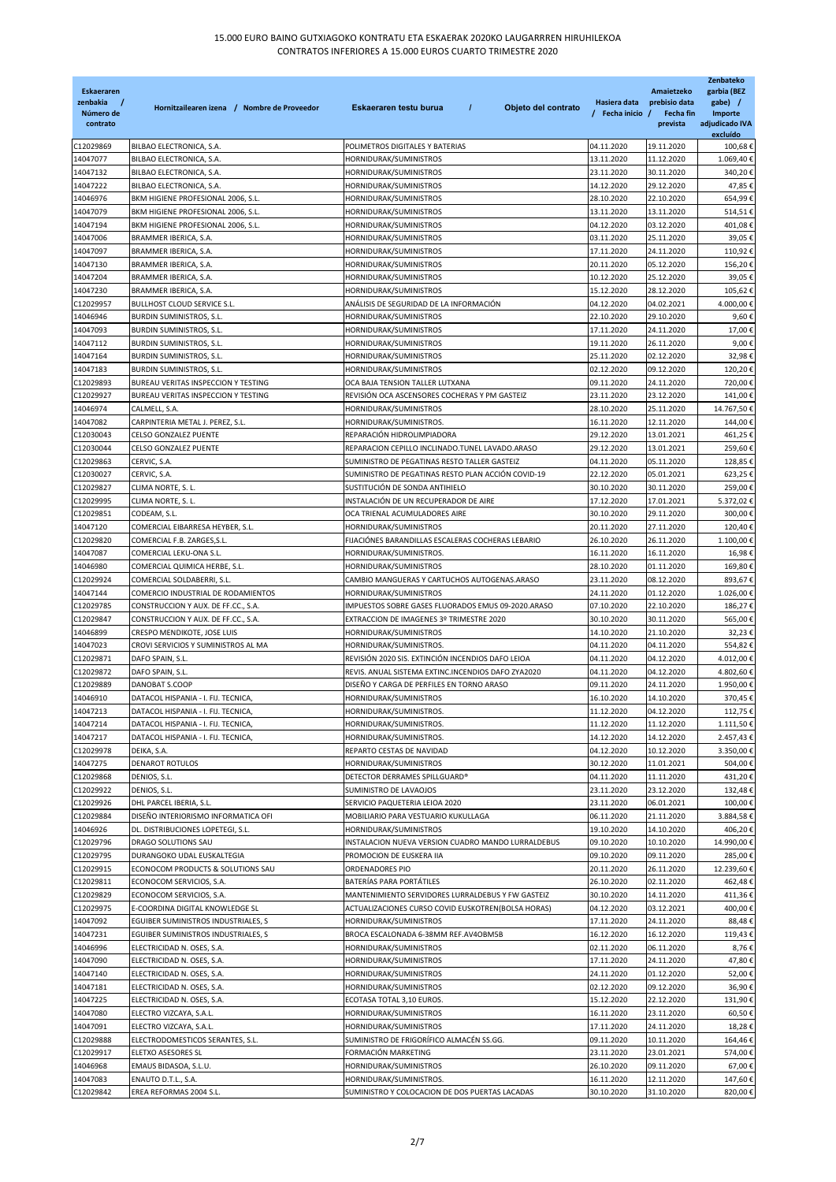# 15.000 EURO BAINO GUTXIAGOKO KONTRATU ETA ESKAERAK 2020KO LAUGARREN HIRUHILEKOA
# CONTRATOS INFERIORES A 15.000 EUROS CUARTO TRIMESTRE 2020

| Eskaeraren zenbakia / Número de contrato | Hornitzailearen izena / Nombre de Proveedor | Eskaeraren testu burua / Objeto del contrato | Hasiera data / Fecha inicio | Amaietzeko prebisio data / Fecha fin prevista | Zenbateko garbia (BEZ gabe) / Importe adjudicado IVA excluido |
|---|---|---|---|---|---|
| C12029869 | BILBAO ELECTRONICA, S.A. | POLIMETROS DIGITALES Y BATERIAS | 04.11.2020 | 19.11.2020 | 100,68 € |
| 14047077 | BILBAO ELECTRONICA, S.A. | HORNIDURAK/SUMINISTROS | 13.11.2020 | 11.12.2020 | 1.069,40 € |
| 14047132 | BILBAO ELECTRONICA, S.A. | HORNIDURAK/SUMINISTROS | 23.11.2020 | 30.11.2020 | 340,20 € |
| 14047222 | BILBAO ELECTRONICA, S.A. | HORNIDURAK/SUMINISTROS | 14.12.2020 | 29.12.2020 | 47,85 € |
| 14046976 | BKM HIGIENE PROFESIONAL 2006, S.L. | HORNIDURAK/SUMINISTROS | 28.10.2020 | 22.10.2020 | 654,99 € |
| 14047079 | BKM HIGIENE PROFESIONAL 2006, S.L. | HORNIDURAK/SUMINISTROS | 13.11.2020 | 13.11.2020 | 514,51 € |
| 14047194 | BKM HIGIENE PROFESIONAL 2006, S.L. | HORNIDURAK/SUMINISTROS | 04.12.2020 | 03.12.2020 | 401,08 € |
| 14047006 | BRAMMER IBERICA, S.A. | HORNIDURAK/SUMINISTROS | 03.11.2020 | 25.11.2020 | 39,05 € |
| 14047097 | BRAMMER IBERICA, S.A. | HORNIDURAK/SUMINISTROS | 17.11.2020 | 24.11.2020 | 110,92 € |
| 14047130 | BRAMMER IBERICA, S.A. | HORNIDURAK/SUMINISTROS | 20.11.2020 | 05.12.2020 | 156,20 € |
| 14047204 | BRAMMER IBERICA, S.A. | HORNIDURAK/SUMINISTROS | 10.12.2020 | 25.12.2020 | 39,05 € |
| 14047230 | BRAMMER IBERICA, S.A. | HORNIDURAK/SUMINISTROS | 15.12.2020 | 28.12.2020 | 105,62 € |
| C12029957 | BULLHOST CLOUD SERVICE S.L. | ANÁLISIS DE SEGURIDAD DE LA INFORMACIÓN | 04.12.2020 | 04.02.2021 | 4.000,00 € |
| 14046946 | BURDIN SUMINISTROS, S.L. | HORNIDURAK/SUMINISTROS | 22.10.2020 | 29.10.2020 | 9,60 € |
| 14047093 | BURDIN SUMINISTROS, S.L. | HORNIDURAK/SUMINISTROS | 17.11.2020 | 24.11.2020 | 17,00 € |
| 14047112 | BURDIN SUMINISTROS, S.L. | HORNIDURAK/SUMINISTROS | 19.11.2020 | 26.11.2020 | 9,00 € |
| 14047164 | BURDIN SUMINISTROS, S.L. | HORNIDURAK/SUMINISTROS | 25.11.2020 | 02.12.2020 | 32,98 € |
| 14047183 | BURDIN SUMINISTROS, S.L. | HORNIDURAK/SUMINISTROS | 02.12.2020 | 09.12.2020 | 120,20 € |
| C12029893 | BUREAU VERITAS INSPECCION Y TESTING | OCA BAJA TENSION TALLER LUTXANA | 09.11.2020 | 24.11.2020 | 720,00 € |
| C12029927 | BUREAU VERITAS INSPECCION Y TESTING | REVISIÓN OCA ASCENSORES COCHERAS Y PM GASTEIZ | 23.11.2020 | 23.12.2020 | 141,00 € |
| 14046974 | CALMELL, S.A. | HORNIDURAK/SUMINISTROS | 28.10.2020 | 25.11.2020 | 14.767,50 € |
| 14047082 | CARPINTERIA METAL J. PEREZ, S.L. | HORNIDURAK/SUMINISTROS. | 16.11.2020 | 12.11.2020 | 144,00 € |
| C12030043 | CELSO GONZALEZ PUENTE | REPARACIÓN HIDROLIMPIADORA | 29.12.2020 | 13.01.2021 | 461,25 € |
| C12030044 | CELSO GONZALEZ PUENTE | REPARACION CEPILLO INCLINADO.TUNEL LAVADO.ARASO | 29.12.2020 | 13.01.2021 | 259,60 € |
| C12029863 | CERVIC, S.A. | SUMINISTRO DE PEGATINAS RESTO TALLER GASTEIZ | 04.11.2020 | 05.11.2020 | 128,85 € |
| C12030027 | CERVIC, S.A. | SUMINISTRO DE PEGATINAS RESTO PLAN ACCIÓN COVID-19 | 22.12.2020 | 05.01.2021 | 623,25 € |
| C12029827 | CLIMA NORTE, S. L. | SUSTITUCIÓN DE SONDA ANTIHIELO | 30.10.2020 | 30.11.2020 | 259,00 € |
| C12029995 | CLIMA NORTE, S. L. | INSTALACIÓN DE UN RECUPERADOR DE AIRE | 17.12.2020 | 17.01.2021 | 5.372,02 € |
| C12029851 | CODEAM, S.L. | OCA TRIENAL ACUMULADORES AIRE | 30.10.2020 | 29.11.2020 | 300,00 € |
| 14047120 | COMERCIAL EIBARRESA HEYBER, S.L. | HORNIDURAK/SUMINISTROS | 20.11.2020 | 27.11.2020 | 120,40 € |
| C12029820 | COMERCIAL F.B. ZARGES,S.L. | FIJACIÓNES BARANDILLAS ESCALERAS COCHERAS LEBARIO | 26.10.2020 | 26.11.2020 | 1.100,00 € |
| 14047087 | COMERCIAL LEKU-ONA S.L. | HORNIDURAK/SUMINISTROS. | 16.11.2020 | 16.11.2020 | 16,98 € |
| 14046980 | COMERCIAL QUIMICA HERBE, S.L. | HORNIDURAK/SUMINISTROS | 28.10.2020 | 01.11.2020 | 169,80 € |
| C12029924 | COMERCIAL SOLDABERRI, S.L. | CAMBIO MANGUERAS Y CARTUCHOS AUTOGENAS.ARASO | 23.11.2020 | 08.12.2020 | 893,67 € |
| 14047144 | COMERCIO INDUSTRIAL DE RODAMIENTOS | HORNIDURAK/SUMINISTROS | 24.11.2020 | 01.12.2020 | 1.026,00 € |
| C12029785 | CONSTRUCCION Y AUX. DE FF.CC., S.A. | IMPUESTOS SOBRE GASES FLUORADOS EMUS 09-2020.ARASO | 07.10.2020 | 22.10.2020 | 186,27 € |
| C12029847 | CONSTRUCCION Y AUX. DE FF.CC., S.A. | EXTRACCION DE IMAGENES 3º TRIMESTRE 2020 | 30.10.2020 | 30.11.2020 | 565,00 € |
| 14046899 | CRESPO MENDIKOTE, JOSE LUIS | HORNIDURAK/SUMINISTROS | 14.10.2020 | 21.10.2020 | 32,23 € |
| 14047023 | CROVI SERVICIOS Y SUMINISTROS AL MA | HORNIDURAK/SUMINISTROS. | 04.11.2020 | 04.11.2020 | 554,82 € |
| C12029871 | DAFO SPAIN, S.L. | REVISIÓN 2020 SIS. EXTINCIÓN INCENDIOS DAFO LEIOA | 04.11.2020 | 04.12.2020 | 4.012,00 € |
| C12029872 | DAFO SPAIN, S.L. | REVIS. ANUAL SISTEMA EXTINC.INCENDIOS DAFO ZYA2020 | 04.11.2020 | 04.12.2020 | 4.802,60 € |
| C12029889 | DANOBAT S.COOP | DISEÑO Y CARGA DE PERFILES EN TORNO ARASO | 09.11.2020 | 24.11.2020 | 1.950,00 € |
| 14046910 | DATACOL HISPANIA - I. FIJ. TECNICA, | HORNIDURAK/SUMINISTROS | 16.10.2020 | 14.10.2020 | 370,45 € |
| 14047213 | DATACOL HISPANIA - I. FIJ. TECNICA, | HORNIDURAK/SUMINISTROS. | 11.12.2020 | 04.12.2020 | 112,75 € |
| 14047214 | DATACOL HISPANIA - I. FIJ. TECNICA, | HORNIDURAK/SUMINISTROS. | 11.12.2020 | 11.12.2020 | 1.111,50 € |
| 14047217 | DATACOL HISPANIA - I. FIJ. TECNICA, | HORNIDURAK/SUMINISTROS. | 14.12.2020 | 14.12.2020 | 2.457,43 € |
| C12029978 | DEIKA, S.A. | REPARTO CESTAS DE NAVIDAD | 04.12.2020 | 10.12.2020 | 3.350,00 € |
| 14047275 | DENAROT ROTULOS | HORNIDURAK/SUMINISTROS | 30.12.2020 | 11.01.2021 | 504,00 € |
| C12029868 | DENIOS, S.L. | DETECTOR DERRAMES SPILLGUARD® | 04.11.2020 | 11.11.2020 | 431,20 € |
| C12029922 | DENIOS, S.L. | SUMINISTRO DE LAVAOJOS | 23.11.2020 | 23.12.2020 | 132,48 € |
| C12029926 | DHL PARCEL IBERIA, S.L. | SERVICIO PAQUETERIA LEIOA 2020 | 23.11.2020 | 06.01.2021 | 100,00 € |
| C12029884 | DISEÑO INTERIORISMO INFORMATICA OFI | MOBILIARIO PARA VESTUARIO KUKULLAGA | 06.11.2020 | 21.11.2020 | 3.884,58 € |
| 14046926 | DL. DISTRIBUCIONES LOPETEGI, S.L. | HORNIDURAK/SUMINISTROS | 19.10.2020 | 14.10.2020 | 406,20 € |
| C12029796 | DRAGO SOLUTIONS SAU | INSTALACION NUEVA VERSION CUADRO MANDO LURRALDEBUS | 09.10.2020 | 10.10.2020 | 14.990,00 € |
| C12029795 | DURANGOKO UDAL EUSKALTEGIA | PROMOCION DE EUSKERA IIA | 09.10.2020 | 09.11.2020 | 285,00 € |
| C12029915 | ECONOCOM PRODUCTS & SOLUTIONS SAU | ORDENADORES PIO | 20.11.2020 | 26.11.2020 | 12.239,60 € |
| C12029811 | ECONOCOM SERVICIOS, S.A. | BATERÍAS PARA PORTÁTILES | 26.10.2020 | 02.11.2020 | 462,48 € |
| C12029829 | ECONOCOM SERVICIOS, S.A. | MANTENIMIENTO SERVIDORES LURRALDEBUS Y FW GASTEIZ | 30.10.2020 | 14.11.2020 | 411,36 € |
| C12029975 | E-COORDINA DIGITAL KNOWLEDGE SL | ACTUALIZACIONES CURSO COVID EUSKOTREN(BOLSA HORAS) | 04.12.2020 | 03.12.2021 | 400,00 € |
| 14047092 | EGUIBER SUMINISTROS INDUSTRIALES, S | HORNIDURAK/SUMINISTROS | 17.11.2020 | 24.11.2020 | 88,48 € |
| 14047231 | EGUIBER SUMINISTROS INDUSTRIALES, S | BROCA ESCALONADA 6-38MM REF.AV4OBM5B | 16.12.2020 | 16.12.2020 | 119,43 € |
| 14046996 | ELECTRICIDAD N. OSES, S.A. | HORNIDURAK/SUMINISTROS | 02.11.2020 | 06.11.2020 | 8,76 € |
| 14047090 | ELECTRICIDAD N. OSES, S.A. | HORNIDURAK/SUMINISTROS | 17.11.2020 | 24.11.2020 | 47,80 € |
| 14047140 | ELECTRICIDAD N. OSES, S.A. | HORNIDURAK/SUMINISTROS | 24.11.2020 | 01.12.2020 | 52,00 € |
| 14047181 | ELECTRICIDAD N. OSES, S.A. | HORNIDURAK/SUMINISTROS | 02.12.2020 | 09.12.2020 | 36,90 € |
| 14047225 | ELECTRICIDAD N. OSES, S.A. | ECOTASA TOTAL 3,10 EUROS. | 15.12.2020 | 22.12.2020 | 131,90 € |
| 14047080 | ELECTRO VIZCAYA, S.A.L. | HORNIDURAK/SUMINISTROS | 16.11.2020 | 23.11.2020 | 60,50 € |
| 14047091 | ELECTRO VIZCAYA, S.A.L. | HORNIDURAK/SUMINISTROS | 17.11.2020 | 24.11.2020 | 18,28 € |
| C12029888 | ELECTRODOMESTICOS SERANTES, S.L. | SUMINISTRO DE FRIGORÍFICO ALMACÉN SS.GG. | 09.11.2020 | 10.11.2020 | 164,46 € |
| C12029917 | ELETXO ASESORES SL | FORMACIÓN MARKETING | 23.11.2020 | 23.01.2021 | 574,00 € |
| 14046968 | EMAUS BIDASOA, S.L.U. | HORNIDURAK/SUMINISTROS | 26.10.2020 | 09.11.2020 | 67,00 € |
| 14047083 | ENAUTO D.T.L., S.A. | HORNIDURAK/SUMINISTROS. | 16.11.2020 | 12.11.2020 | 147,60 € |
| C12029842 | EREA REFORMAS 2004 S.L. | SUMINISTRO Y COLOCACION DE DOS PUERTAS LACADAS | 30.10.2020 | 31.10.2020 | 820,00 € |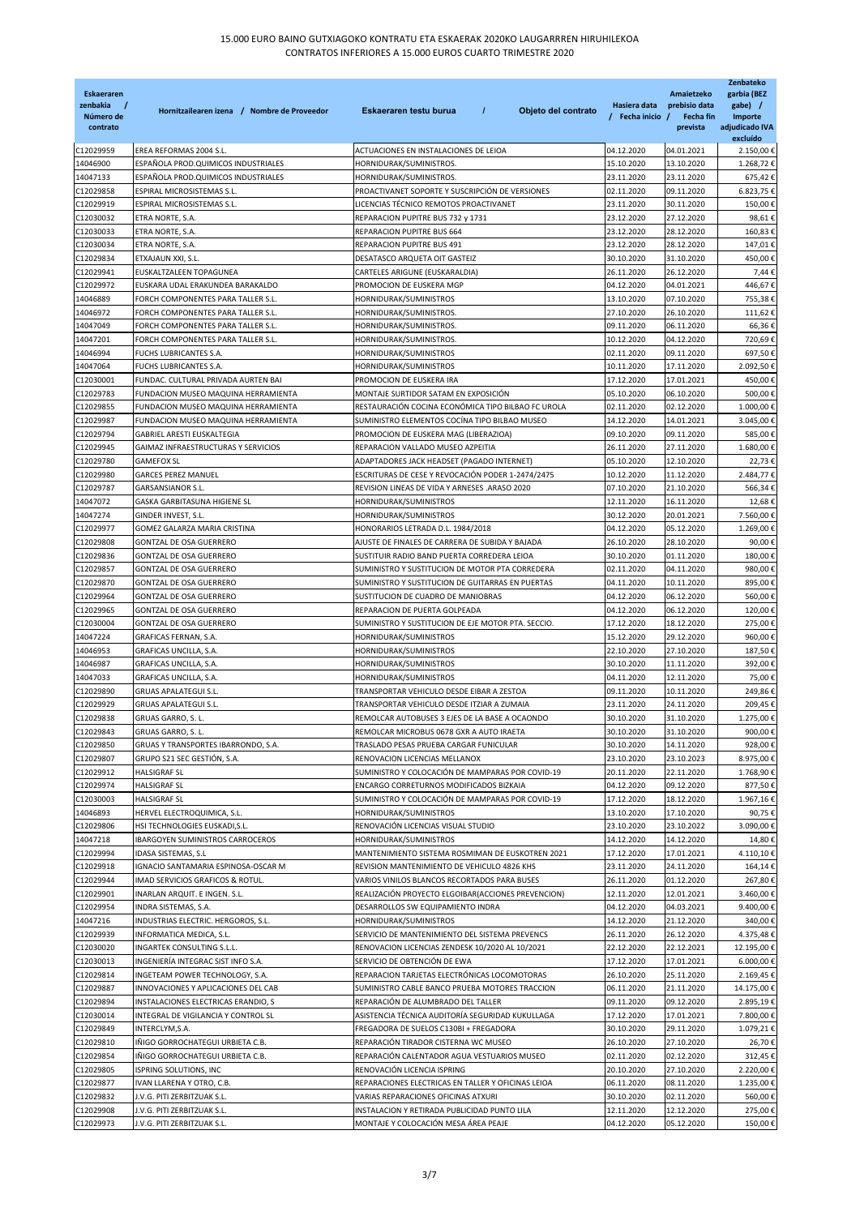# 15.000 EURO BAINO GUTXIAGOKO KONTRATU ETA ESKAERAK 2020KO LAUGARREN HIRUHILEKOA
# CONTRATOS INFERIORES A 15.000 EUROS CUARTO TRIMESTRE 2020

| Eskaeraren zenbakia / Número de contrato | Hornitzailearen izena / Nombre de Proveedor | Eskaeraren testu burua / Objeto del contrato | Hasiera data / Fecha inicio | Amaietzeko prebisio data / Fecha fin prevista | Zenbateko garbia (BEZ gabe) / Importe adjudicado IVA excluido |
|---|---|---|---|---|---|
| C12029959 | EREA REFORMAS 2004 S.L. | ACTUACIONES EN INSTALACIONES DE LEIOA | 04.12.2020 | 04.01.2021 | 2.150,00 € |
| 14046900 | ESPAÑOLA PROD.QUIMICOS INDUSTRIALES | HORNIDURAK/SUMINISTROS. | 15.10.2020 | 13.10.2020 | 1.268,72 € |
| 14047133 | ESPAÑOLA PROD.QUIMICOS INDUSTRIALES | HORNIDURAK/SUMINISTROS. | 23.11.2020 | 23.11.2020 | 675,42 € |
| C12029858 | ESPIRAL MICROSISTEMAS S.L. | PROACTIVANET SOPORTE Y SUSCRIPCIÓN DE VERSIONES | 02.11.2020 | 09.11.2020 | 6.823,75 € |
| C12029919 | ESPIRAL MICROSISTEMAS S.L. | LICENCIAS TÉCNICO REMOTOS PROACTIVANET | 23.11.2020 | 30.11.2020 | 150,00 € |
| C12030032 | ETRA NORTE, S.A. | REPARACION PUPITRE BUS 732 y 1731 | 23.12.2020 | 27.12.2020 | 98,61 € |
| C12030033 | ETRA NORTE, S.A. | REPARACION PUPITRE BUS 664 | 23.12.2020 | 28.12.2020 | 160,83 € |
| C12030034 | ETRA NORTE, S.A. | REPARACION PUPITRE BUS 491 | 23.12.2020 | 28.12.2020 | 147,01 € |
| C12029834 | ETXAJAUN XXI, S.L. | DESATASCO ARQUETA OIT GASTEIZ | 30.10.2020 | 31.10.2020 | 450,00 € |
| C12029941 | EUSKALTZALEEN TOPAGUNEA | CARTELES ARIGUNE (EUSKARALDIA) | 26.11.2020 | 26.12.2020 | 7,44 € |
| C12029972 | EUSKARA UDAL ERAKUNDEA BARAKALDO | PROMOCION DE EUSKERA MGP | 04.12.2020 | 04.01.2021 | 446,67 € |
| 14046889 | FORCH COMPONENTES PARA TALLER S.L. | HORNIDURAK/SUMINISTROS | 13.10.2020 | 07.10.2020 | 755,38 € |
| 14046972 | FORCH COMPONENTES PARA TALLER S.L. | HORNIDURAK/SUMINISTROS. | 27.10.2020 | 26.10.2020 | 111,62 € |
| 14047049 | FORCH COMPONENTES PARA TALLER S.L. | HORNIDURAK/SUMINISTROS. | 09.11.2020 | 06.11.2020 | 66,36 € |
| 14047201 | FORCH COMPONENTES PARA TALLER S.L. | HORNIDURAK/SUMINISTROS. | 10.12.2020 | 04.12.2020 | 720,69 € |
| 14046994 | FUCHS LUBRICANTES S.A. | HORNIDURAK/SUMINISTROS | 02.11.2020 | 09.11.2020 | 697,50 € |
| 14047064 | FUCHS LUBRICANTES S.A. | HORNIDURAK/SUMINISTROS | 10.11.2020 | 17.11.2020 | 2.092,50 € |
| C12030001 | FUNDAC. CULTURAL PRIVADA AURTEN BAI | PROMOCION DE EUSKERA IRA | 17.12.2020 | 17.01.2021 | 450,00 € |
| C12029783 | FUNDACION MUSEO MAQUINA HERRAMIENTA | MONTAJE SURTIDOR SATAM EN EXPOSICIÓN | 05.10.2020 | 06.10.2020 | 500,00 € |
| C12029855 | FUNDACION MUSEO MAQUINA HERRAMIENTA | RESTAURACIÓN COCINA ECONÓMICA TIPO BILBAO FC UROLA | 02.11.2020 | 02.12.2020 | 1.000,00 € |
| C12029987 | FUNDACION MUSEO MAQUINA HERRAMIENTA | SUMINISTRO ELEMENTOS COCÍNA TIPO BILBAO MUSEO | 14.12.2020 | 14.01.2021 | 3.045,00 € |
| C12029794 | GABRIEL ARESTI EUSKALTEGIA | PROMOCION DE EUSKERA MAG (LIBERAZIOA) | 09.10.2020 | 09.11.2020 | 585,00 € |
| C12029945 | GAIMAZ INFRAESTRUCTURAS Y SERVICIOS | REPARACION VALLADO MUSEO AZPEITIA | 26.11.2020 | 27.11.2020 | 1.680,00 € |
| C12029780 | GAMEFOX SL | ADAPTADORES JACK HEADSET (PAGADO INTERNET) | 05.10.2020 | 12.10.2020 | 22,73 € |
| C12029980 | GARCES PEREZ MANUEL | ESCRITURAS DE CESE Y REVOCACIÓN PODER 1-2474/2475 | 10.12.2020 | 11.12.2020 | 2.484,77 € |
| C12029787 | GARSANSIANOR S.L. | REVISION LINEAS DE VIDA Y ARNESES .ARASO 2020 | 07.10.2020 | 21.10.2020 | 566,34 € |
| 14047072 | GASKA GARBITASUNA HIGIENE SL | HORNIDURAK/SUMINISTROS | 12.11.2020 | 16.11.2020 | 12,68 € |
| 14047274 | GINDER INVEST, S.L. | HORNIDURAK/SUMINISTROS | 30.12.2020 | 20.01.2021 | 7.560,00 € |
| C12029977 | GOMEZ GALARZA MARIA CRISTINA | HONORARIOS LETRADA D.L. 1984/2018 | 04.12.2020 | 05.12.2020 | 1.269,00 € |
| C12029808 | GONTZAL DE OSA GUERRERO | AJUSTE DE FINALES DE CARRERA DE SUBIDA Y BAJADA | 26.10.2020 | 28.10.2020 | 90,00 € |
| C12029836 | GONTZAL DE OSA GUERRERO | SUSTITUIR RADIO BAND PUERTA CORREDERA LEIOA | 30.10.2020 | 01.11.2020 | 180,00 € |
| C12029857 | GONTZAL DE OSA GUERRERO | SUMINISTRO Y SUSTITUCION DE MOTOR PTA CORREDERA | 02.11.2020 | 04.11.2020 | 980,00 € |
| C12029870 | GONTZAL DE OSA GUERRERO | SUMINISTRO Y SUSTITUCION DE GUITARRAS EN PUERTAS | 04.11.2020 | 10.11.2020 | 895,00 € |
| C12029964 | GONTZAL DE OSA GUERRERO | SUSTITUCION DE CUADRO DE MANIOBRAS | 04.12.2020 | 06.12.2020 | 560,00 € |
| C12029965 | GONTZAL DE OSA GUERRERO | REPARACION DE PUERTA GOLPEADA | 04.12.2020 | 06.12.2020 | 120,00 € |
| C12030004 | GONTZAL DE OSA GUERRERO | SUMINISTRO Y SUSTITUCION DE EJE MOTOR PTA. SECCIO. | 17.12.2020 | 18.12.2020 | 275,00 € |
| 14047224 | GRAFICAS FERNAN, S.A. | HORNIDURAK/SUMINISTROS | 15.12.2020 | 29.12.2020 | 960,00 € |
| 14046953 | GRAFICAS UNCILLA, S.A. | HORNIDURAK/SUMINISTROS | 22.10.2020 | 27.10.2020 | 187,50 € |
| 14046987 | GRAFICAS UNCILLA, S.A. | HORNIDURAK/SUMINISTROS | 30.10.2020 | 11.11.2020 | 392,00 € |
| 14047033 | GRAFICAS UNCILLA, S.A. | HORNIDURAK/SUMINISTROS | 04.11.2020 | 12.11.2020 | 75,00 € |
| C12029890 | GRUAS APALATEGUI S.L. | TRANSPORTAR VEHICULO DESDE EIBAR A ZESTOA | 09.11.2020 | 10.11.2020 | 249,86 € |
| C12029929 | GRUAS APALATEGUI S.L. | TRANSPORTAR VEHICULO DESDE ITZIAR A ZUMAIA | 23.11.2020 | 24.11.2020 | 209,45 € |
| C12029838 | GRUAS GARRO, S. L. | REMOLCAR AUTOBUSES 3 EJES DE LA BASE A OCAONDO | 30.10.2020 | 31.10.2020 | 1.275,00 € |
| C12029843 | GRUAS GARRO, S. L. | REMOLCAR MICROBUS 0678 GXR A AUTO IRAETA | 30.10.2020 | 31.10.2020 | 900,00 € |
| C12029850 | GRUAS Y TRANSPORTES IBARRONDO, S.A. | TRASLADO PESAS PRUEBA CARGAR FUNICULAR | 30.10.2020 | 14.11.2020 | 928,00 € |
| C12029807 | GRUPO S21 SEC GESTIÓN, S.A. | RENOVACION LICENCIAS MELLANOX | 23.10.2020 | 23.10.2023 | 8.975,00 € |
| C12029912 | HALSIGRAF SL | SUMINISTRO Y COLOCACIÓN DE MAMPARAS POR COVID-19 | 20.11.2020 | 22.11.2020 | 1.768,90 € |
| C12029974 | HALSIGRAF SL | ENCARGO CORRETURNOS MODIFICADOS BIZKAIA | 04.12.2020 | 09.12.2020 | 877,50 € |
| C12030003 | HALSIGRAF SL | SUMINISTRO Y COLOCACIÓN DE MAMPARAS POR COVID-19 | 17.12.2020 | 18.12.2020 | 1.967,16 € |
| 14046893 | HERVEL ELECTROQUIMICA, S.L. | HORNIDURAK/SUMINISTROS | 13.10.2020 | 17.10.2020 | 90,75 € |
| C12029806 | HSI TECHNOLOGIES EUSKADI,S.L. | RENOVACIÓN LICENCIAS VISUAL STUDIO | 23.10.2020 | 23.10.2022 | 3.090,00 € |
| 14047218 | IBARGOYEN SUMINISTROS CARROCEROS | HORNIDURAK/SUMINISTROS | 14.12.2020 | 14.12.2020 | 14,80 € |
| C12029994 | IDASA SISTEMAS, S.L | MANTENIMIENTO SISTEMA ROSMIMAN DE EUSKOTREN 2021 | 17.12.2020 | 17.01.2021 | 4.110,10 € |
| C12029918 | IGNACIO SANTAMARIA ESPINOSA-OSCAR M | REVISION MANTENIMIENTO DE VEHICULO 4826 KHS | 23.11.2020 | 24.11.2020 | 164,14 € |
| C12029944 | IMAD SERVICIOS GRAFICOS & ROTUL. | VARIOS VINILOS BLANCOS RECORTADOS PARA BUSES | 26.11.2020 | 01.12.2020 | 267,80 € |
| C12029901 | INARLAN ARQUIT. E INGEN. S.L. | REALIZACIÓN PROYECTO ELGOIBAR(ACCIONES PREVENCION) | 12.11.2020 | 12.01.2021 | 3.460,00 € |
| C12029954 | INDRA SISTEMAS, S.A. | DESARROLLOS SW EQUIPAMIENTO INDRA | 04.12.2020 | 04.03.2021 | 9.400,00 € |
| 14047216 | INDUSTRIAS ELECTRIC. HERGOROS, S.L. | HORNIDURAK/SUMINISTROS | 14.12.2020 | 21.12.2020 | 340,00 € |
| C12029939 | INFORMATICA MEDICA, S.L. | SERVICIO DE MANTENIMIENTO DEL SISTEMA PREVENCS | 26.11.2020 | 26.12.2020 | 4.375,48 € |
| C12030020 | INGARTEK CONSULTING S.L.L. | RENOVACION LICENCIAS ZENDESK 10/2020 AL 10/2021 | 22.12.2020 | 22.12.2021 | 12.195,00 € |
| C12030013 | INGENIERÍA INTEGRAC SIST INFO S.A. | SERVICIO DE OBTENCIÓN DE EWA | 17.12.2020 | 17.01.2021 | 6.000,00 € |
| C12029814 | INGETEAM POWER TECHNOLOGY, S.A. | REPARACION TARJETAS ELECTRÓNICAS LOCOMOTORAS | 26.10.2020 | 25.11.2020 | 2.169,45 € |
| C12029887 | INNOVACIONES Y APLICACIONES DEL CAB | SUMINISTRO CABLE BANCO PRUEBA MOTORES TRACCION | 06.11.2020 | 21.11.2020 | 14.175,00 € |
| C12029894 | INSTALACIONES ELECTRICAS ERANDIO, S | REPARACIÓN DE ALUMBRADO DEL TALLER | 09.11.2020 | 09.12.2020 | 2.895,19 € |
| C12030014 | INTEGRAL DE VIGILANCIA Y CONTROL SL | ASISTENCIA TÉCNICA AUDITORÍA SEGURIDAD KUKULLAGA | 17.12.2020 | 17.01.2021 | 7.800,00 € |
| C12029849 | INTERCLYM,S.A. | FREGADORA DE SUELOS C130BI + FREGADORA | 30.10.2020 | 29.11.2020 | 1.079,21 € |
| C12029810 | IÑIGO GORROCHATEGUI URBIETA C.B. | REPARACIÓN TIRADOR CISTERNA WC MUSEO | 26.10.2020 | 27.10.2020 | 26,70 € |
| C12029854 | IÑIGO GORROCHATEGUI URBIETA C.B. | REPARACIÓN CALENTADOR AGUA VESTUARIOS MUSEO | 02.11.2020 | 02.12.2020 | 312,45 € |
| C12029805 | ISPRING SOLUTIONS, INC | RENOVACIÓN LICENCIA ISPRING | 20.10.2020 | 27.10.2020 | 2.220,00 € |
| C12029877 | IVAN LLARENA Y OTRO, C.B. | REPARACIONES ELECTRICAS EN TALLER Y OFICINAS LEIOA | 06.11.2020 | 08.11.2020 | 1.235,00 € |
| C12029832 | J.V.G. PITI ZERBITZUAK S.L. | VARIAS REPARACIONES OFICINAS ATXURI | 30.10.2020 | 02.11.2020 | 560,00 € |
| C12029908 | J.V.G. PITI ZERBITZUAK S.L. | INSTALACION Y RETIRADA PUBLICIDAD PUNTO LILA | 12.11.2020 | 12.12.2020 | 275,00 € |
| C12029973 | J.V.G. PITI ZERBITZUAK S.L. | MONTAJE Y COLOCACIÓN MESA ÁREA PEAJE | 04.12.2020 | 05.12.2020 | 150,00 € |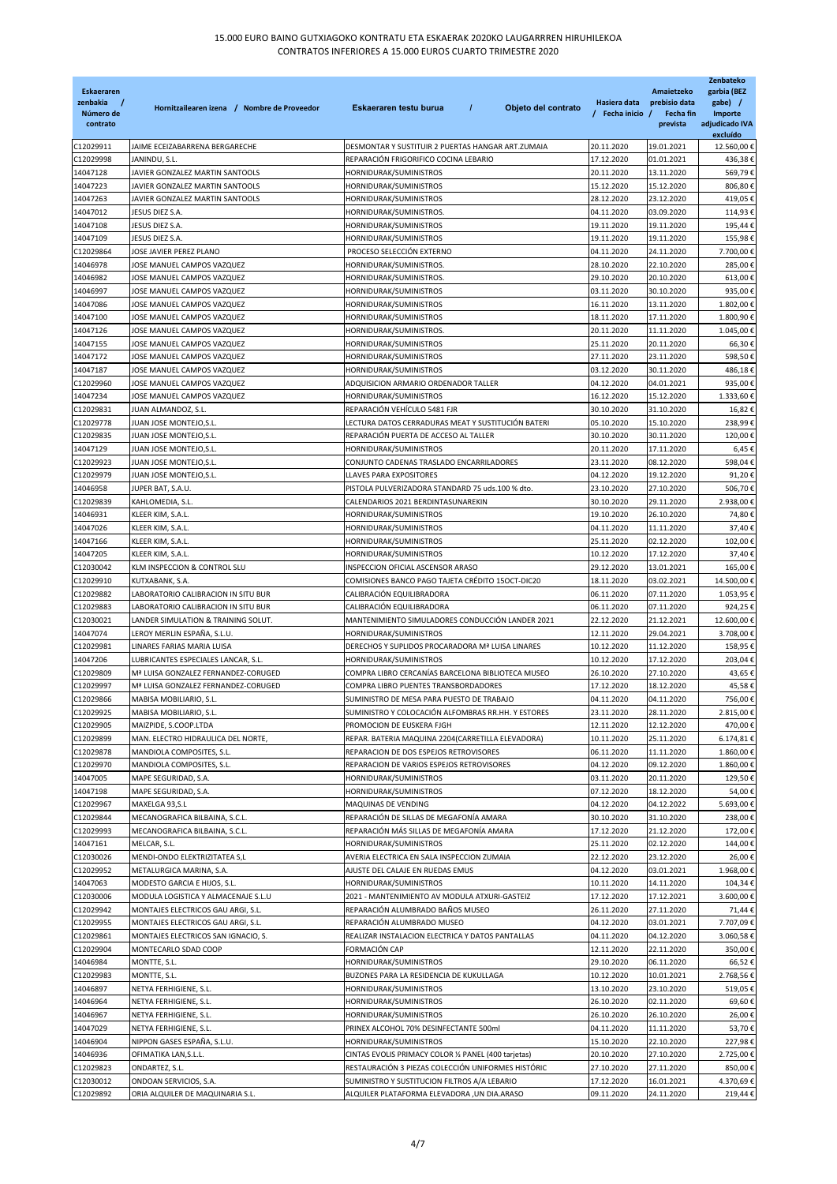# 15.000 EURO BAINO GUTXIAGOKO KONTRATU ETA ESKAERAK 2020KO LAUGARREN HIRUHILEKOA
# CONTRATOS INFERIORES A 15.000 EUROS CUARTO TRIMESTRE 2020

| Eskaeraren zenbaki / Número de contrato | Hornitzailearen izena / Nombre de Proveedor | Eskaeraren testu burua / Objeto del contrato | Hasiera data / Fecha inicio | Amaietzeko prebisio data / Fecha fin prevista | Zenbateko garbia (BEZ gabe) / Importe adjudicado IVA excluido |
|---|---|---|---|---|---|
| C12029911 | JAIME ECEIZABARRENA BERGARECHE | DESMONTAR Y SUSTITUIR 2 PUERTAS HANGAR ART.ZUMAIA | 20.11.2020 | 19.01.2021 | 12.560,00 € |
| C12029998 | JANINDU, S.L. | REPARACIÓN FRIGORIFICO COCINA LEBARIO | 17.12.2020 | 01.01.2021 | 436,38 € |
| 14047128 | JAVIER GONZALEZ MARTIN SANTOOLS | HORNIDURAK/SUMINISTROS | 20.11.2020 | 13.11.2020 | 569,79 € |
| 14047223 | JAVIER GONZALEZ MARTIN SANTOOLS | HORNIDURAK/SUMINISTROS | 15.12.2020 | 15.12.2020 | 806,80 € |
| 14047263 | JAVIER GONZALEZ MARTIN SANTOOLS | HORNIDURAK/SUMINISTROS | 28.12.2020 | 23.12.2020 | 419,05 € |
| 14047012 | JESUS DIEZ S.A. | HORNIDURAK/SUMINISTROS. | 04.11.2020 | 03.09.2020 | 114,93 € |
| 14047108 | JESUS DIEZ S.A. | HORNIDURAK/SUMINISTROS | 19.11.2020 | 19.11.2020 | 195,44 € |
| 14047109 | JESUS DIEZ S.A. | HORNIDURAK/SUMINISTROS | 19.11.2020 | 19.11.2020 | 155,98 € |
| C12029864 | JOSE JAVIER PEREZ PLANO | PROCESO SELECCIÓN EXTERNO | 04.11.2020 | 24.11.2020 | 7.700,00 € |
| 14046978 | JOSE MANUEL CAMPOS VAZQUEZ | HORNIDURAK/SUMINISTROS. | 28.10.2020 | 22.10.2020 | 285,00 € |
| 14046982 | JOSE MANUEL CAMPOS VAZQUEZ | HORNIDURAK/SUMINISTROS. | 29.10.2020 | 20.10.2020 | 613,00 € |
| 14046997 | JOSE MANUEL CAMPOS VAZQUEZ | HORNIDURAK/SUMINISTROS | 03.11.2020 | 30.10.2020 | 935,00 € |
| 14047086 | JOSE MANUEL CAMPOS VAZQUEZ | HORNIDURAK/SUMINISTROS | 16.11.2020 | 13.11.2020 | 1.802,00 € |
| 14047100 | JOSE MANUEL CAMPOS VAZQUEZ | HORNIDURAK/SUMINISTROS | 18.11.2020 | 17.11.2020 | 1.800,90 € |
| 14047126 | JOSE MANUEL CAMPOS VAZQUEZ | HORNIDURAK/SUMINISTROS. | 20.11.2020 | 11.11.2020 | 1.045,00 € |
| 14047155 | JOSE MANUEL CAMPOS VAZQUEZ | HORNIDURAK/SUMINISTROS | 25.11.2020 | 20.11.2020 | 66,30 € |
| 14047172 | JOSE MANUEL CAMPOS VAZQUEZ | HORNIDURAK/SUMINISTROS | 27.11.2020 | 23.11.2020 | 598,50 € |
| 14047187 | JOSE MANUEL CAMPOS VAZQUEZ | HORNIDURAK/SUMINISTROS | 03.12.2020 | 30.11.2020 | 486,18 € |
| C12029960 | JOSE MANUEL CAMPOS VAZQUEZ | ADQUISICION ARMARIO ORDENADOR TALLER | 04.12.2020 | 04.01.2021 | 935,00 € |
| 14047234 | JOSE MANUEL CAMPOS VAZQUEZ | HORNIDURAK/SUMINISTROS | 16.12.2020 | 15.12.2020 | 1.333,60 € |
| C12029831 | JUAN ALMANDOZ, S.L. | REPARACIÓN VEHÍCULO 5481 FJR | 30.10.2020 | 31.10.2020 | 16,82 € |
| C12029778 | JUAN JOSE MONTEJO,S.L. | LECTURA DATOS CERRADURAS MEAT Y SUSTITUCIÓN BATERI | 05.10.2020 | 15.10.2020 | 238,99 € |
| C12029835 | JUAN JOSE MONTEJO,S.L. | REPARACIÓN PUERTA DE ACCESO AL TALLER | 30.10.2020 | 30.11.2020 | 120,00 € |
| 14047129 | JUAN JOSE MONTEJO,S.L. | HORNIDURAK/SUMINISTROS | 20.11.2020 | 17.11.2020 | 6,45 € |
| C12029923 | JUAN JOSE MONTEJO,S.L. | CONJUNTO CADENAS TRASLADO ENCARRILADORES | 23.11.2020 | 08.12.2020 | 598,04 € |
| C12029979 | JUAN JOSE MONTEJO,S.L. | LLAVES PARA EXPOSITORES | 04.12.2020 | 19.12.2020 | 91,20 € |
| 14046958 | JUPER BAT, S.A.U. | PISTOLA PULVERIZADORA STANDARD 75 uds.100 % dto. | 23.10.2020 | 27.10.2020 | 506,70 € |
| C12029839 | KAHLOMEDIA, S.L. | CALENDARIOS 2021 BERDINTASUNAREKIN | 30.10.2020 | 29.11.2020 | 2.938,00 € |
| 14046931 | KLEER KIM, S.A.L. | HORNIDURAK/SUMINISTROS | 19.10.2020 | 26.10.2020 | 74,80 € |
| 14047026 | KLEER KIM, S.A.L. | HORNIDURAK/SUMINISTROS | 04.11.2020 | 11.11.2020 | 37,40 € |
| 14047166 | KLEER KIM, S.A.L. | HORNIDURAK/SUMINISTROS | 25.11.2020 | 02.12.2020 | 102,00 € |
| 14047205 | KLEER KIM, S.A.L. | HORNIDURAK/SUMINISTROS | 10.12.2020 | 17.12.2020 | 37,40 € |
| C12030042 | KLM INSPECCION & CONTROL SLU | INSPECCION OFICIAL ASCENSOR ARASO | 29.12.2020 | 13.01.2021 | 165,00 € |
| C12029910 | KUTXABANK, S.A. | COMISIONES BANCO PAGO TAJETA CRÉDITO 15OCT-DIC20 | 18.11.2020 | 03.02.2021 | 14.500,00 € |
| C12029882 | LABORATORIO CALIBRACION IN SITU BUR | CALIBRACIÓN EQUILIBRADORA | 06.11.2020 | 07.11.2020 | 1.053,95 € |
| C12029883 | LABORATORIO CALIBRACION IN SITU BUR | CALIBRACIÓN EQUILIBRADORA | 06.11.2020 | 07.11.2020 | 924,25 € |
| C12030021 | LANDER SIMULATION & TRAINING SOLUT. | MANTENIMIENTO SIMULADORES CONDUCCIÓN LANDER 2021 | 22.12.2020 | 21.12.2021 | 12.600,00 € |
| 14047074 | LEROY MERLIN ESPAÑA, S.L.U. | HORNIDURAK/SUMINISTROS | 12.11.2020 | 29.04.2021 | 3.708,00 € |
| C12029981 | LINARES FARIAS MARIA LUISA | DERECHOS Y SUPLIDOS PROCARADORA Mª LUISA LINARES | 10.12.2020 | 11.12.2020 | 158,95 € |
| 14047206 | LUBRICANTES ESPECIALES LANCAR, S.L. | HORNIDURAK/SUMINISTROS | 10.12.2020 | 17.12.2020 | 203,04 € |
| C12029809 | Mª LUISA GONZALEZ FERNANDEZ-CORUGED | COMPRA LIBRO CERCANÍAS BARCELONA BIBLIOTECA MUSEO | 26.10.2020 | 27.10.2020 | 43,65 € |
| C12029997 | Mª LUISA GONZALEZ FERNANDEZ-CORUGED | COMPRA LIBRO PUENTES TRANSBORDADORES | 17.12.2020 | 18.12.2020 | 45,58 € |
| C12029866 | MABISA MOBILIARIO, S.L. | SUMINISTRO DE MESA PARA PUESTO DE TRABAJO | 04.11.2020 | 04.11.2020 | 756,00 € |
| C12029925 | MABISA MOBILIARIO, S.L. | SUMINISTRO Y COLOCACIÓN ALFOMBRAS RR.HH. Y ESTORES | 23.11.2020 | 28.11.2020 | 2.815,00 € |
| C12029905 | MAIZPIDE, S.COOP.LTDA | PROMOCION DE EUSKERA FJGH | 12.11.2020 | 12.12.2020 | 470,00 € |
| C12029899 | MAN. ELECTRO HIDRAULICA DEL NORTE, | REPAR. BATERIA MAQUINA 2204(CARRETILLA ELEVADORA) | 10.11.2020 | 25.11.2020 | 6.174,81 € |
| C12029878 | MANDIOLA COMPOSITES, S.L. | REPARACION DE DOS ESPEJOS RETROVISORES | 06.11.2020 | 11.11.2020 | 1.860,00 € |
| C12029970 | MANDIOLA COMPOSITES, S.L. | REPARACION DE VARIOS ESPEJOS RETROVISORES | 04.12.2020 | 09.12.2020 | 1.860,00 € |
| 14047005 | MAPE SEGURIDAD, S.A. | HORNIDURAK/SUMINISTROS | 03.11.2020 | 20.11.2020 | 129,50 € |
| 14047198 | MAPE SEGURIDAD, S.A. | HORNIDURAK/SUMINISTROS | 07.12.2020 | 18.12.2020 | 54,00 € |
| C12029967 | MAXELGA 93,S.L | MAQUINAS DE VENDING | 04.12.2020 | 04.12.2022 | 5.693,00 € |
| C12029844 | MECANOGRAFICA BILBAINA, S.C.L. | REPARACIÓN DE SILLAS DE MEGAFONÍA AMARA | 30.10.2020 | 31.10.2020 | 238,00 € |
| C12029993 | MECANOGRAFICA BILBAINA, S.C.L. | REPARACIÓN MÁS SILLAS DE MEGAFONÍA AMARA | 17.12.2020 | 21.12.2020 | 172,00 € |
| 14047161 | MELCAR, S.L. | HORNIDURAK/SUMINISTROS | 25.11.2020 | 02.12.2020 | 144,00 € |
| C12030026 | MENDI-ONDO ELEKTRIZITATEA S,L | AVERIA ELECTRICA EN SALA INSPECCION ZUMAIA | 22.12.2020 | 23.12.2020 | 26,00 € |
| C12029952 | METALURGICA MARINA, S.A. | AJUSTE DEL CALAJE EN RUEDAS EMUS | 04.12.2020 | 03.01.2021 | 1.968,00 € |
| 14047063 | MODESTO GARCIA E HIJOS, S.L. | HORNIDURAK/SUMINISTROS | 10.11.2020 | 14.11.2020 | 104,34 € |
| C12030006 | MODULA LOGISTICA Y ALMACENAJE S.L.U | 2021 - MANTENIMIENTO AV MODULA ATXURI-GASTEIZ | 17.12.2020 | 17.12.2021 | 3.600,00 € |
| C12029942 | MONTAJES ELECTRICOS GAU ARGI, S.L. | REPARACIÓN ALUMBRADO BAÑOS MUSEO | 26.11.2020 | 27.11.2020 | 71,44 € |
| C12029955 | MONTAJES ELECTRICOS GAU ARGI, S.L. | REPARACIÓN ALUMBRADO MUSEO | 04.12.2020 | 03.01.2021 | 7.707,09 € |
| C12029861 | MONTAJES ELECTRICOS SAN IGNACIO, S. | REALIZAR INSTALACION ELECTRICA Y DATOS PANTALLAS | 04.11.2020 | 04.12.2020 | 3.060,58 € |
| C12029904 | MONTECARLO SDAD COOP | FORMACIÓN CAP | 12.11.2020 | 22.11.2020 | 350,00 € |
| 14046984 | MONTTE, S.L. | HORNIDURAK/SUMINISTROS | 29.10.2020 | 06.11.2020 | 66,52 € |
| C12029983 | MONTTE, S.L. | BUZONES PARA LA RESIDENCIA DE KUKULLAGA | 10.12.2020 | 10.01.2021 | 2.768,56 € |
| 14046897 | NETYA FERHIGIENE, S.L. | HORNIDURAK/SUMINISTROS | 13.10.2020 | 23.10.2020 | 519,05 € |
| 14046964 | NETYA FERHIGIENE, S.L. | HORNIDURAK/SUMINISTROS | 26.10.2020 | 02.11.2020 | 69,60 € |
| 14046967 | NETYA FERHIGIENE, S.L. | HORNIDURAK/SUMINISTROS | 26.10.2020 | 26.10.2020 | 26,00 € |
| 14047029 | NETYA FERHIGIENE, S.L. | PRINEX ALCOHOL 70% DESINFECTANTE 500ml | 04.11.2020 | 11.11.2020 | 53,70 € |
| 14046904 | NIPPON GASES ESPAÑA, S.L.U. | HORNIDURAK/SUMINISTROS | 15.10.2020 | 22.10.2020 | 227,98 € |
| 14046936 | OFIMATIKA LAN,S.L.L. | CINTAS EVOLIS PRIMACY COLOR ½ PANEL (400 tarjetas) | 20.10.2020 | 27.10.2020 | 2.725,00 € |
| C12029823 | ONDARTEZ, S.L. | RESTAURACIÓN 3 PIEZAS COLECCIÓN UNIFORMES HISTÓRIC | 27.10.2020 | 27.11.2020 | 850,00 € |
| C12030012 | ONDOAN SERVICIOS, S.A. | SUMINISTRO Y SUSTITUCION FILTROS A/A LEBARIO | 17.12.2020 | 16.01.2021 | 4.370,69 € |
| C12029892 | ORIA ALQUILER DE MAQUINARIA S.L. | ALQUILER PLATAFORMA ELEVADORA ,UN DIA.ARASO | 09.11.2020 | 24.11.2020 | 219,44 € |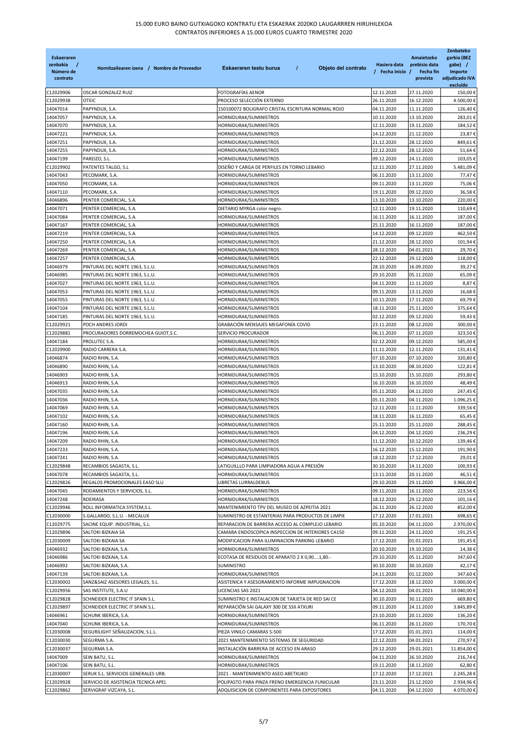15.000 EURO BAINO GUTXIAGOKO KONTRATU ETA ESKAERAK 2020KO LAUGARREN HIRUHILEKOA
CONTRATOS INFERIORES A 15.000 EUROS CUARTO TRIMESTRE 2020

| Eskaeraren zenbakia / Número de contrato | Hornitzailearen izena / Nombre de Proveedor | Eskaeraren testu burua / Objeto del contrato | Hasiera data / Fecha inicio | Amaietzeko prebisio data / Fecha fin prevista | Zenbateko garbia (BEZ gabe) / Importe adjudicado IVA excluido |
|---|---|---|---|---|---|
| C12029906 | OSCAR GONZALEZ RUIZ | FOTOGRAFÍAS AENOR | 12.11.2020 | 27.11.2020 | 150,00 € |
| C12029938 | OTEIC | PROCESO SELECCIÓN EXTERNO | 26.11.2020 | 16.12.2020 | 4.500,00 € |
| 14047014 | PAPYNDUX, S.A. | 150100072 BOLIGRAFO CRISTAL ESCRITURA NORMAL ROJO | 04.11.2020 | 11.11.2020 | 126,40 € |
| 14047057 | PAPYNDUX, S.A. | HORNIDURAK/SUMINISTROS | 10.11.2020 | 13.10.2020 | 283,01 € |
| 14047070 | PAPYNDUX, S.A. | HORNIDURAK/SUMINISTROS | 12.11.2020 | 19.11.2020 | 184,52 € |
| 14047221 | PAPYNDUX, S.A. | HORNIDURAK/SUMINISTROS | 14.12.2020 | 21.12.2020 | 23,87 € |
| 14047251 | PAPYNDUX, S.A. | HORNIDURAK/SUMINISTROS | 21.12.2020 | 28.12.2020 | 849,61 € |
| 14047255 | PAPYNDUX, S.A. | HORNIDURAK/SUMINISTROS | 22.12.2020 | 28.12.2020 | 51,64 € |
| 14047199 | PAREIZO, S.L. | HORNIDURAK/SUMINISTROS | 09.12.2020 | 24.11.2020 | 103,05 € |
| C12029902 | PATENTES TALGO, S.L | DISEÑO Y CARGA DE PERFILES EN TORNO LEBARIO | 12.11.2020 | 27.11.2020 | 5.481,09 € |
| 14047043 | PECOMARK, S.A. | HORNIDURAK/SUMINISTROS | 06.11.2020 | 13.11.2020 | 77,47 € |
| 14047050 | PECOMARK, S.A. | HORNIDURAK/SUMINISTROS | 09.11.2020 | 13.11.2020 | 75,06 € |
| 14047110 | PECOMARK, S.A. | HORNIDURAK/SUMINISTROS | 19.11.2020 | 09.12.2020 | 36,58 € |
| 14046896 | PENTER COMERCIAL, S.A. | HORNIDURAK/SUMINISTROS | 13.10.2020 | 13.10.2020 | 220,00 € |
| 14047071 | PENTER COMERCIAL, S.A. | DIETARIO MYRGA color negro. | 12.11.2020 | 19.11.2020 | 110,69 € |
| 14047084 | PENTER COMERCIAL, S.A. | HORNIDURAK/SUMINISTROS | 16.11.2020 | 16.11.2020 | 187,00 € |
| 14047167 | PENTER COMERCIAL, S.A. | HORNIDURAK/SUMINISTROS | 25.11.2020 | 16.11.2020 | 187,00 € |
| 14047219 | PENTER COMERCIAL, S.A. | HORNIDURAK/SUMINISTROS | 14.12.2020 | 09.12.2020 | 462,50 € |
| 14047250 | PENTER COMERCIAL, S.A. | HORNIDURAK/SUMINISTROS | 21.12.2020 | 28.12.2020 | 101,94 € |
| 14047269 | PENTER COMERCIAL, S.A. | HORNIDURAK/SUMINISTROS | 28.12.2020 | 04.01.2021 | 29,70 € |
| 14047257 | PENTER COMERCIAL,S.A. | HORNIDURAK/SUMINISTROS | 22.12.2020 | 29.12.2020 | 118,00 € |
| 14046979 | PINTURAS DEL NORTE 1963, S.L.U. | HORNIDURAK/SUMINISTROS | 28.10.2020 | 16.09.2020 | 39,27 € |
| 14046985 | PINTURAS DEL NORTE 1963, S.L.U. | HORNIDURAK/SUMINISTROS | 29.10.2020 | 05.11.2020 | 65,09 € |
| 14047027 | PINTURAS DEL NORTE 1963, S.L.U. | HORNIDURAK/SUMINISTROS | 04.11.2020 | 11.11.2020 | 8,87 € |
| 14047053 | PINTURAS DEL NORTE 1963, S.L.U. | HORNIDURAK/SUMINISTROS | 09.11.2020 | 13.11.2020 | 16,68 € |
| 14047055 | PINTURAS DEL NORTE 1963, S.L.U. | HORNIDURAK/SUMINISTROS | 10.11.2020 | 17.11.2020 | 69,79 € |
| 14047104 | PINTURAS DEL NORTE 1963, S.L.U. | HORNIDURAK/SUMINISTROS | 18.11.2020 | 25.11.2020 | 375,64 € |
| 14047185 | PINTURAS DEL NORTE 1963, S.L.U. | HORNIDURAK/SUMINISTROS | 02.12.2020 | 09.12.2020 | 59,43 € |
| C12029921 | POCH ANDRES JORDI | GRABACIÓN MENSAJES MEGAFONÍA COVID | 23.11.2020 | 08.12.2020 | 300,00 € |
| C12029881 | PROCURADORES DORREMOCHEA GUIOT,S.C. | SERVICIO PROCURADOR | 06.11.2020 | 07.11.2020 | 323,50 € |
| 14047184 | PROLUTEC S.A. | HORNIDURAK/SUMINISTROS | 02.12.2020 | 09.12.2020 | 585,00 € |
| C12029900 | RADIO CARRERA S.A. | HORNIDURAK/SUMINISTROS | 11.11.2020 | 12.11.2020 | 131,41 € |
| 14046874 | RADIO RHIN, S.A. | HORNIDURAK/SUMINISTROS | 07.10.2020 | 07.10.2020 | 320,80 € |
| 14046890 | RADIO RHIN, S.A. | HORNIDURAK/SUMINISTROS | 13.10.2020 | 08.10.2020 | 122,81 € |
| 14046903 | RADIO RHIN, S.A. | HORNIDURAK/SUMINISTROS | 15.10.2020 | 15.10.2020 | 293,80 € |
| 14046913 | RADIO RHIN, S.A. | HORNIDURAK/SUMINISTROS | 16.10.2020 | 16.10.2020 | 48,49 € |
| 14047035 | RADIO RHIN, S.A. | HORNIDURAK/SUMINISTROS | 05.11.2020 | 04.11.2020 | 247,45 € |
| 14047036 | RADIO RHIN, S.A. | HORNIDURAK/SUMINISTROS | 05.11.2020 | 04.11.2020 | 1.096,25 € |
| 14047069 | RADIO RHIN, S.A. | HORNIDURAK/SUMINISTROS | 12.11.2020 | 11.11.2020 | 339,56 € |
| 14047102 | RADIO RHIN, S.A. | HORNIDURAK/SUMINISTROS | 18.11.2020 | 16.11.2020 | 65,45 € |
| 14047160 | RADIO RHIN, S.A. | HORNIDURAK/SUMINISTROS | 25.11.2020 | 25.11.2020 | 288,45 € |
| 14047196 | RADIO RHIN, S.A. | HORNIDURAK/SUMINISTROS | 04.12.2020 | 04.12.2020 | 236,29 € |
| 14047209 | RADIO RHIN, S.A. | HORNIDURAK/SUMINISTROS | 11.12.2020 | 10.12.2020 | 139,46 € |
| 14047233 | RADIO RHIN, S.A. | HORNIDURAK/SUMINISTROS | 16.12.2020 | 15.12.2020 | 191,90 € |
| 14047241 | RADIO RHIN, S.A. | HORNIDURAK/SUMINISTROS | 18.12.2020 | 17.12.2020 | 29,01 € |
| C12029848 | RECAMBIOS SAGASTA, S.L. | LATIGUILLO PARA LIMPIADORA AGUA A PRESIÓN | 30.10.2020 | 14.11.2020 | 100,93 € |
| 14047078 | RECAMBIOS SAGASTA, S.L. | HORNIDURAK/SUMINISTROS | 13.11.2020 | 20.11.2020 | 46,51 € |
| C12029826 | REGALOS PROMOCIONALES EASO SLU | LIBRETAS LURRALDEBUS | 29.10.2020 | 29.11.2020 | 3.966,00 € |
| 14047045 | RODAMIENTOS Y SERVICIOS, S.L. | HORNIDURAK/SUMINISTROS | 09.11.2020 | 16.11.2020 | 223,56 € |
| 14047248 | ROEIRASA | HORNIDURAK/SUMINISTROS | 18.12.2020 | 29.12.2020 | 101,16 € |
| C12029946 | ROLL INFORMATICA SYSTEM,S.L. | MANTENIMIENTO TPV DEL MUSEO DE AZPEITIA 2021 | 26.11.2020 | 26.12.2020 | 852,00 € |
| C12030000 | S.GALLARDO, S.L.U. - MECALUX | SUMINISTRO DE ESTANTERIAS PARA PRODUCTOS DE LIMPIE | 17.12.2020 | 17.01.2021 | 698,65 € |
| C12029775 | SACINE EQUIP. INDUSTRIAL, S.L. | REPARACION DE BARRERA ACCESO AL COMPLEJO LEBARIO | 05.10.2020 | 04.11.2020 | 2.970,00 € |
| C12029896 | SALTOKI BIZKAIA SA | CAMARA ENDOSCOPICA INSPECCION DE INTERIORES CA150 | 09.11.2020 | 24.11.2020 | 191,25 € |
| C12030009 | SALTOKI BIZKAIA SA | MODIFICACION PARA ILUMINACION PARKING LEBARIO | 17.12.2020 | 01.01.2021 | 191,45 € |
| 14046932 | SALTOKI BIZKAIA, S.A. | HORNIDURAK/SUMINISTROS | 20.10.2020 | 19.10.2020 | 14,38 € |
| 14046986 | SALTOKI BIZKAIA, S.A. | ECOTASA DE RESIDUOS DE APARATO 2 X 0,90....1,80.- | 29.10.2020 | 05.11.2020 | 347,60 € |
| 14046992 | SALTOKI BIZKAIA, S.A. | SUMINISTRO | 30.10.2020 | 30.10.2020 | 42,17 € |
| 14047139 | SALTOKI BIZKAIA, S.A. | HORNIDURAK/SUMINISTROS | 24.11.2020 | 01.12.2020 | 347,60 € |
| C12030002 | SANZ&SAIZ ASESORES LEGALES, S.L. | ASISTENICA Y ASESORAMIENTO INFORME IMPUGNACION | 17.12.2020 | 18.12.2020 | 3.000,00 € |
| C12029956 | SAS INSTITUTE, S.A.U | LICENCIAS SAS 2021 | 04.12.2020 | 04.01.2021 | 10.040,00 € |
| C12029828 | SCHNEIDER ELECTRIC IT SPAIN S.L. | SUMINISTRO E INSTALACION DE TARJETA DE RED SAI CE | 30.10.2020 | 30.11.2020 | 669,80 € |
| C12029897 | SCHNEIDER ELECTRIC IT SPAIN S.L. | REPARACIÓN SAI GALAXY 300 DE SSII ATXURI | 09.11.2020 | 24.11.2020 | 3.845,89 € |
| 14046961 | SCHUNK IBERICA, S.A. | HORNIDURAK/SUMINISTROS | 23.10.2020 | 20.11.2020 | 136,20 € |
| 14047040 | SCHUNK IBERICA, S.A. | HORNIDURAK/SUMINISTROS | 06.11.2020 | 26.11.2020 | 170,70 € |
| C12030008 | SEGURILIGHT SEÑALIZACION, S.L. | PIEZA VIDEO CAMARAS S-500 | 17.12.2020 | 01.01.2021 | 114,00 € |
| C12030030 | SEGURMA S.A. | 2021 MANTENIMIENTO SISTEMAS DE SEGURIDAD | 22.12.2020 | 04.01.2021 | 270,97 € |
| C12030037 | SEGURMA S.A. | INSTALACIÓN BARRERA DE ACCESO EN ARASO | 29.12.2020 | 29.01.2021 | 11.854,00 € |
| 14047009 | SEIN BATU, S.L. | HORNIDURAK/SUMINISTROS | 04.11.2020 | 26.10.2020 | 216,74 € |
| 14047106 | SEIN BATU, S.L. | HORNIDURAK/SUMINISTROS | 19.11.2020 | 18.11.2020 | 62,80 € |
| C12030007 | SERUK S.L. SERVICIOS GENERALES URB. | 2021 - MANTENIMIENTO ASEO ABETXUKO | 17.12.2020 | 17.12.2021 | 2.245,28 € |
| C12029928 | SERVICIO DE ASISTENCIA TECNICA APEL | POLIPASTO PARA PINZA FRENO EMERGENCIA FUNICULAR | 23.11.2020 | 23.12.2020 | 2.934,96 € |
| C12029862 | SERVIGRAF VIZCAYA, S.L. | ADQUISICION DE COMPONENTES PARA EXPOSITORES | 04.11.2020 | 04.12.2020 | 4.070,00 € |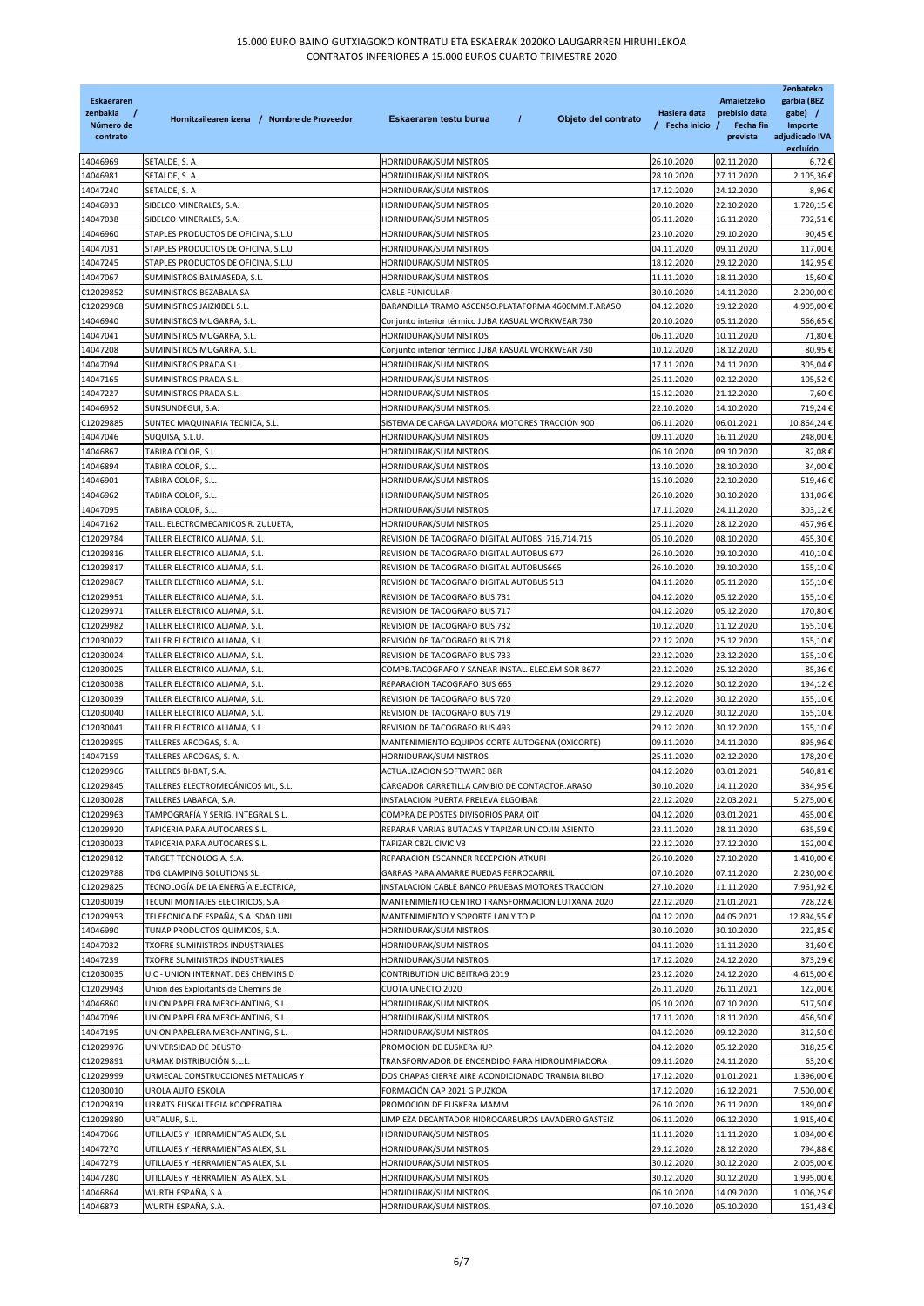15.000 EURO BAINO GUTXIAGOKO KONTRATU ETA ESKAERAK 2020KO LAUGARREN HIRUHILEKOA
CONTRATOS INFERIORES A 15.000 EUROS CUARTO TRIMESTRE 2020

| Eskaeraren zenbakia / Número de contrato | Hornitzailearen izena / Nombre de Proveedor | Eskaeraren testu burua / Objeto del contrato | Hasiera data / Fecha inicio | Amaietzeko prebisio data / Fecha fin prevista | Zenbateko garbia (BEZ gabe) / Importe adjudicado IVA excluido |
|---|---|---|---|---|---|
| 14046969 | SETALDE, S. A | HORNIDURAK/SUMINISTROS | 26.10.2020 | 02.11.2020 | 6,72 € |
| 14046981 | SETALDE, S. A | HORNIDURAK/SUMINISTROS | 28.10.2020 | 27.11.2020 | 2.105,36 € |
| 14047240 | SETALDE, S. A | HORNIDURAK/SUMINISTROS | 17.12.2020 | 24.12.2020 | 8,96 € |
| 14046933 | SIBELCO MINERALES, S.A. | HORNIDURAK/SUMINISTROS | 20.10.2020 | 22.10.2020 | 1.720,15 € |
| 14047038 | SIBELCO MINERALES, S.A. | HORNIDURAK/SUMINISTROS | 05.11.2020 | 16.11.2020 | 702,51 € |
| 14046960 | STAPLES PRODUCTOS DE OFICINA, S.L.U | HORNIDURAK/SUMINISTROS | 23.10.2020 | 29.10.2020 | 90,45 € |
| 14047031 | STAPLES PRODUCTOS DE OFICINA, S.L.U | HORNIDURAK/SUMINISTROS | 04.11.2020 | 09.11.2020 | 117,00 € |
| 14047245 | STAPLES PRODUCTOS DE OFICINA, S.L.U | HORNIDURAK/SUMINISTROS | 18.12.2020 | 29.12.2020 | 142,95 € |
| 14047067 | SUMINISTROS BALMASEDA, S.L. | HORNIDURAK/SUMINISTROS | 11.11.2020 | 18.11.2020 | 15,60 € |
| C12029852 | SUMINISTROS BEZABALA SA | CABLE FUNICULAR | 30.10.2020 | 14.11.2020 | 2.200,00 € |
| C12029968 | SUMINISTROS JAIZKIBEL S.L. | BARANDILLA TRAMO ASCENSO.PLATAFORMA 4600MM.T.ARASO | 04.12.2020 | 19.12.2020 | 4.905,00 € |
| 14046940 | SUMINISTROS MUGARRA, S.L. | Conjunto interior térmico JUBA KASUAL WORKWEAR 730 | 20.10.2020 | 05.11.2020 | 566,65 € |
| 14047041 | SUMINISTROS MUGARRA, S.L. | HORNIDURAK/SUMINISTROS | 06.11.2020 | 10.11.2020 | 71,80 € |
| 14047208 | SUMINISTROS MUGARRA, S.L. | Conjunto interior térmico JUBA KASUAL WORKWEAR 730 | 10.12.2020 | 18.12.2020 | 80,95 € |
| 14047094 | SUMINISTROS PRADA S.L. | HORNIDURAK/SUMINISTROS | 17.11.2020 | 24.11.2020 | 305,04 € |
| 14047165 | SUMINISTROS PRADA S.L. | HORNIDURAK/SUMINISTROS | 25.11.2020 | 02.12.2020 | 105,52 € |
| 14047227 | SUMINISTROS PRADA S.L. | HORNIDURAK/SUMINISTROS | 15.12.2020 | 21.12.2020 | 7,60 € |
| 14046952 | SUNSUNDEGUI, S.A. | HORNIDURAK/SUMINISTROS. | 22.10.2020 | 14.10.2020 | 719,24 € |
| C12029885 | SUNTEC MAQUINARIA TECNICA, S.L. | SISTEMA DE CARGA LAVADORA MOTORES TRACCIÓN 900 | 06.11.2020 | 06.01.2021 | 10.864,24 € |
| 14047046 | SUQUISA, S.L.U. | HORNIDURAK/SUMINISTROS | 09.11.2020 | 16.11.2020 | 248,00 € |
| 14046867 | TABIRA COLOR, S.L. | HORNIDURAK/SUMINISTROS | 06.10.2020 | 09.10.2020 | 82,08 € |
| 14046894 | TABIRA COLOR, S.L. | HORNIDURAK/SUMINISTROS | 13.10.2020 | 28.10.2020 | 34,00 € |
| 14046901 | TABIRA COLOR, S.L. | HORNIDURAK/SUMINISTROS | 15.10.2020 | 22.10.2020 | 519,46 € |
| 14046962 | TABIRA COLOR, S.L. | HORNIDURAK/SUMINISTROS | 26.10.2020 | 30.10.2020 | 131,06 € |
| 14047095 | TABIRA COLOR, S.L. | HORNIDURAK/SUMINISTROS | 17.11.2020 | 24.11.2020 | 303,12 € |
| 14047162 | TALL. ELECTROMECANICOS R. ZULUETA, | HORNIDURAK/SUMINISTROS | 25.11.2020 | 28.12.2020 | 457,96 € |
| C12029784 | TALLER ELECTRICO ALJAMA, S.L. | REVISION DE TACOGRAFO DIGITAL AUTOBS. 716,714,715 | 05.10.2020 | 08.10.2020 | 465,30 € |
| C12029816 | TALLER ELECTRICO ALJAMA, S.L. | REVISION DE TACOGRAFO DIGITAL AUTOBUS 677 | 26.10.2020 | 29.10.2020 | 410,10 € |
| C12029817 | TALLER ELECTRICO ALJAMA, S.L. | REVISION DE TACOGRAFO DIGITAL AUTOBUS665 | 26.10.2020 | 29.10.2020 | 155,10 € |
| C12029867 | TALLER ELECTRICO ALJAMA, S.L. | REVISION DE TACOGRAFO DIGITAL AUTOBUS 513 | 04.11.2020 | 05.11.2020 | 155,10 € |
| C12029951 | TALLER ELECTRICO ALJAMA, S.L. | REVISION DE TACOGRAFO BUS 731 | 04.12.2020 | 05.12.2020 | 155,10 € |
| C12029971 | TALLER ELECTRICO ALJAMA, S.L. | REVISION DE TACOGRAFO BUS 717 | 04.12.2020 | 05.12.2020 | 170,80 € |
| C12029982 | TALLER ELECTRICO ALJAMA, S.L. | REVISION DE TACOGRAFO BUS 732 | 10.12.2020 | 11.12.2020 | 155,10 € |
| C12030022 | TALLER ELECTRICO ALJAMA, S.L. | REVISION DE TACOGRAFO BUS 718 | 22.12.2020 | 25.12.2020 | 155,10 € |
| C12030024 | TALLER ELECTRICO ALJAMA, S.L. | REVISION DE TACOGRAFO BUS 733 | 22.12.2020 | 23.12.2020 | 155,10 € |
| C12030025 | TALLER ELECTRICO ALJAMA, S.L. | COMPB.TACOGRAFO Y SANEAR INSTAL. ELEC.EMISOR B677 | 22.12.2020 | 25.12.2020 | 85,36 € |
| C12030038 | TALLER ELECTRICO ALJAMA, S.L. | REPARACION TACOGRAFO BUS 665 | 29.12.2020 | 30.12.2020 | 194,12 € |
| C12030039 | TALLER ELECTRICO ALJAMA, S.L. | REVISION DE TACOGRAFO BUS 720 | 29.12.2020 | 30.12.2020 | 155,10 € |
| C12030040 | TALLER ELECTRICO ALJAMA, S.L. | REVISION DE TACOGRAFO BUS 719 | 29.12.2020 | 30.12.2020 | 155,10 € |
| C12030041 | TALLER ELECTRICO ALJAMA, S.L. | REVISION DE TACOGRAFO BUS 493 | 29.12.2020 | 30.12.2020 | 155,10 € |
| C12029895 | TALLERES ARCOGAS, S. A. | MANTENIMIENTO EQUIPOS CORTE AUTOGENA (OXICORTE) | 09.11.2020 | 24.11.2020 | 895,96 € |
| 14047159 | TALLERES ARCOGAS, S. A. | HORNIDURAK/SUMINISTROS | 25.11.2020 | 02.12.2020 | 178,20 € |
| C12029966 | TALLERES BI-BAT, S.A. | ACTUALIZACION SOFTWARE B8R | 04.12.2020 | 03.01.2021 | 540,81 € |
| C12029845 | TALLERES ELECTROMECÁNICOS ML, S.L. | CARGADOR CARRETILLA CAMBIO DE CONTACTOR.ARASO | 30.10.2020 | 14.11.2020 | 334,95 € |
| C12030028 | TALLERES LABARCA, S.A. | INSTALACION PUERTA PRELEVA ELGOIBAR | 22.12.2020 | 22.03.2021 | 5.275,00 € |
| C12029963 | TAMPOGRAFÍA Y SERIG. INTEGRAL S.L. | COMPRA DE POSTES DIVISORIOS PARA OIT | 04.12.2020 | 03.01.2021 | 465,00 € |
| C12029920 | TAPICERIA PARA AUTOCARES S.L. | REPARAR VARIAS BUTACAS Y TAPIZAR UN COJIN ASIENTO | 23.11.2020 | 28.11.2020 | 635,59 € |
| C12030023 | TAPICERIA PARA AUTOCARES S.L. | TAPIZAR CBZL CIVIC V3 | 22.12.2020 | 27.12.2020 | 162,00 € |
| C12029812 | TARGET TECNOLOGIA, S.A. | REPARACION ESCANNER RECEPCION ATXURI | 26.10.2020 | 27.10.2020 | 1.410,00 € |
| C12029788 | TDG CLAMPING SOLUTIONS SL | GARRAS PARA AMARRE RUEDAS FERROCARRIL | 07.10.2020 | 07.11.2020 | 2.230,00 € |
| C12029825 | TECNOLOGÍA DE LA ENERGÍA ELECTRICA, | INSTALACION CABLE BANCO PRUEBAS MOTORES TRACCION | 27.10.2020 | 11.11.2020 | 7.961,92 € |
| C12030019 | TECUNI MONTAJES ELECTRICOS, S.A. | MANTENIMIENTO CENTRO TRANSFORMACION LUTXANA 2020 | 22.12.2020 | 21.01.2021 | 728,22 € |
| C12029953 | TELEFONICA DE ESPAÑA, S.A. SDAD UNI | MANTENIMIENTO Y SOPORTE LAN Y TOIP | 04.12.2020 | 04.05.2021 | 12.894,55 € |
| 14046990 | TUNAP PRODUCTOS QUIMICOS, S.A. | HORNIDURAK/SUMINISTROS | 30.10.2020 | 30.10.2020 | 222,85 € |
| 14047032 | TXOFRE SUMINISTROS INDUSTRIALES | HORNIDURAK/SUMINISTROS | 04.11.2020 | 11.11.2020 | 31,60 € |
| 14047239 | TXOFRE SUMINISTROS INDUSTRIALES | HORNIDURAK/SUMINISTROS | 17.12.2020 | 24.12.2020 | 373,29 € |
| C12030035 | UIC - UNION INTERNAT. DES CHEMINS D | CONTRIBUTION UIC BEITRAG 2019 | 23.12.2020 | 24.12.2020 | 4.615,00 € |
| C12029943 | Union des Exploitants de Chemins de | CUOTA UNECTO 2020 | 26.11.2020 | 26.11.2021 | 122,00 € |
| 14046860 | UNION PAPELERA MERCHANTING, S.L. | HORNIDURAK/SUMINISTROS | 05.10.2020 | 07.10.2020 | 517,50 € |
| 14047096 | UNION PAPELERA MERCHANTING, S.L. | HORNIDURAK/SUMINISTROS | 17.11.2020 | 18.11.2020 | 456,50 € |
| 14047195 | UNION PAPELERA MERCHANTING, S.L. | HORNIDURAK/SUMINISTROS | 04.12.2020 | 09.12.2020 | 312,50 € |
| C12029976 | UNIVERSIDAD DE DEUSTO | PROMOCION DE EUSKERA IUP | 04.12.2020 | 05.12.2020 | 318,25 € |
| C12029891 | URMAK DISTRIBUCIÓN S.L.L. | TRANSFORMADOR DE ENCENDIDO PARA HIDROLIMPIADORA | 09.11.2020 | 24.11.2020 | 63,20 € |
| C12029999 | URMECAL CONSTRUCCIONES METALICAS Y | DOS CHAPAS CIERRE AIRE ACONDICIONADO TRANBIA BILBO | 17.12.2020 | 01.01.2021 | 1.396,00 € |
| C12030010 | UROLA AUTO ESKOLA | FORMACIÓN CAP 2021 GIPUZKOA | 17.12.2020 | 16.12.2021 | 7.500,00 € |
| C12029819 | URRATS EUSKALTEGIA KOOPERATIBA | PROMOCION DE EUSKERA MAMM | 26.10.2020 | 26.11.2020 | 189,00 € |
| C12029880 | URTALUR, S.L. | LIMPIEZA DECANTADOR HIDROCARBUROS LAVADERO GASTEIZ | 06.11.2020 | 06.12.2020 | 1.915,40 € |
| 14047066 | UTILLAJES Y HERRAMIENTAS ALEX, S.L. | HORNIDURAK/SUMINISTROS | 11.11.2020 | 11.11.2020 | 1.084,00 € |
| 14047270 | UTILLAJES Y HERRAMIENTAS ALEX, S.L. | HORNIDURAK/SUMINISTROS | 29.12.2020 | 28.12.2020 | 794,88 € |
| 14047279 | UTILLAJES Y HERRAMIENTAS ALEX, S.L. | HORNIDURAK/SUMINISTROS | 30.12.2020 | 30.12.2020 | 2.005,00 € |
| 14047280 | UTILLAJES Y HERRAMIENTAS ALEX, S.L. | HORNIDURAK/SUMINISTROS | 30.12.2020 | 30.12.2020 | 1.995,00 € |
| 14046864 | WURTH ESPAÑA, S.A. | HORNIDURAK/SUMINISTROS. | 06.10.2020 | 14.09.2020 | 1.006,25 € |
| 14046873 | WURTH ESPAÑA, S.A. | HORNIDURAK/SUMINISTROS. | 07.10.2020 | 05.10.2020 | 161,43 € |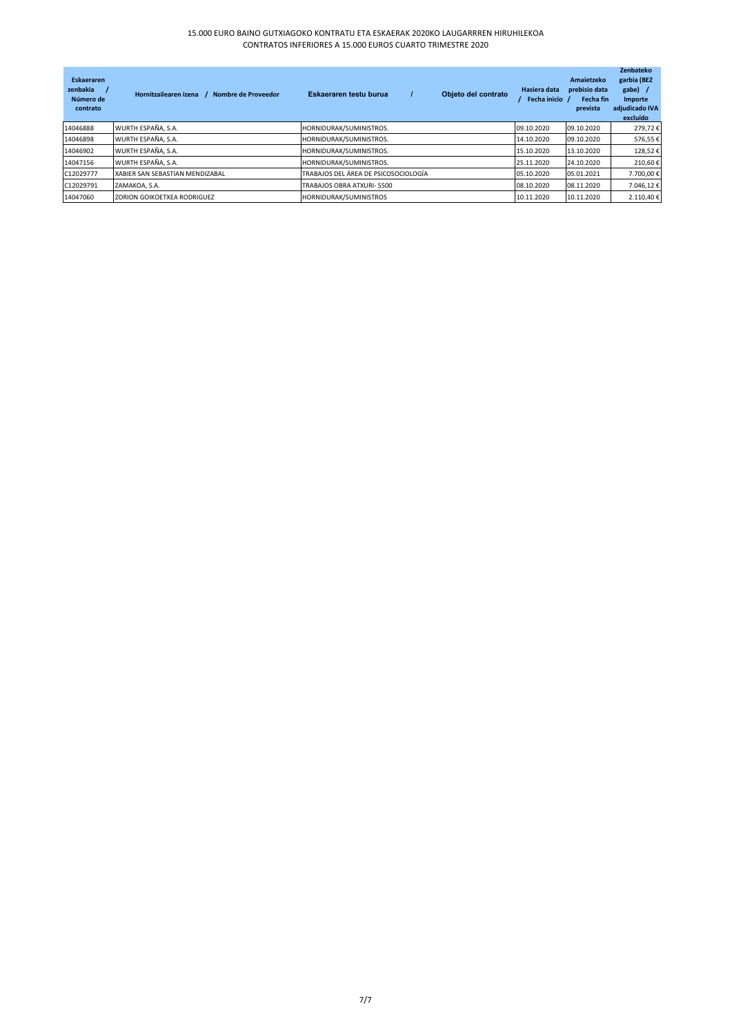15.000 EURO BAINO GUTXIAGOKO KONTRATU ETA ESKAERAK 2020KO LAUGARRREN HIRUHILEKOA
CONTRATOS INFERIORES A 15.000 EUROS CUARTO TRIMESTRE 2020

| Eskaeraren zenbakia / Número de contrato | Hornitzailearen izena / Nombre de Proveedor | Eskaeraren testu burua / Objeto del contrato | Hasiera data / Fecha inicio | Amaietzeko prebisio data / Fecha fin prevista | Zenbateko garbia (BEZ gabe) / Importe adjudicado IVA excluido |
|---|---|---|---|---|---|
| 14046888 | WURTH ESPAÑA, S.A. | HORNIDURAK/SUMINISTROS. | 09.10.2020 | 09.10.2020 | 279,72 € |
| 14046898 | WURTH ESPAÑA, S.A. | HORNIDURAK/SUMINISTROS. | 14.10.2020 | 09.10.2020 | 576,55 € |
| 14046902 | WURTH ESPAÑA, S.A. | HORNIDURAK/SUMINISTROS. | 15.10.2020 | 13.10.2020 | 128,52 € |
| 14047156 | WURTH ESPAÑA, S.A. | HORNIDURAK/SUMINISTROS. | 25.11.2020 | 24.10.2020 | 210,60 € |
| C12029777 | XABIER SAN SEBASTIAN MENDIZABAL | TRABAJOS DEL ÁREA DE PSICOSOCIOLOGÍA | 05.10.2020 | 05.01.2021 | 7.700,00 € |
| C12029791 | ZAMAKOA, S.A. | TRABAJOS OBRA ATXURI- S500 | 08.10.2020 | 08.11.2020 | 7.046,12 € |
| 14047060 | ZORION GOIKOETXEA RODRIGUEZ | HORNIDURAK/SUMINISTROS | 10.11.2020 | 10.11.2020 | 2.110,40 € |